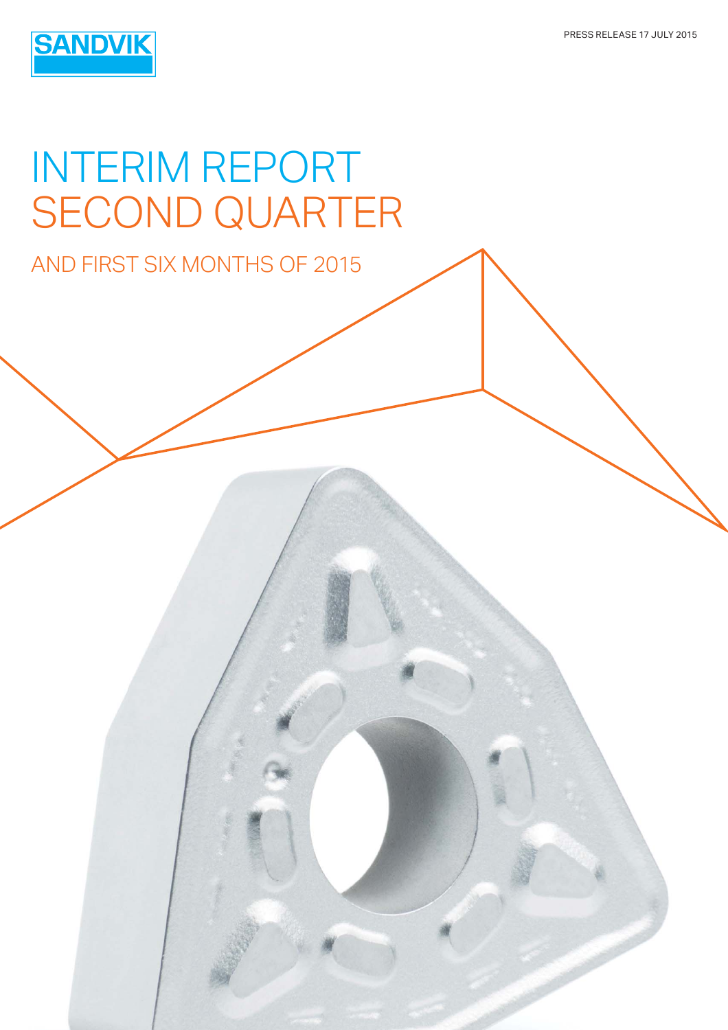SANDVIK

PRESS RELEASE 17 JULY 2015

# INTERIM REPORT SECOND QUARTER

## AND FIRST SIX MONTHS OF 2015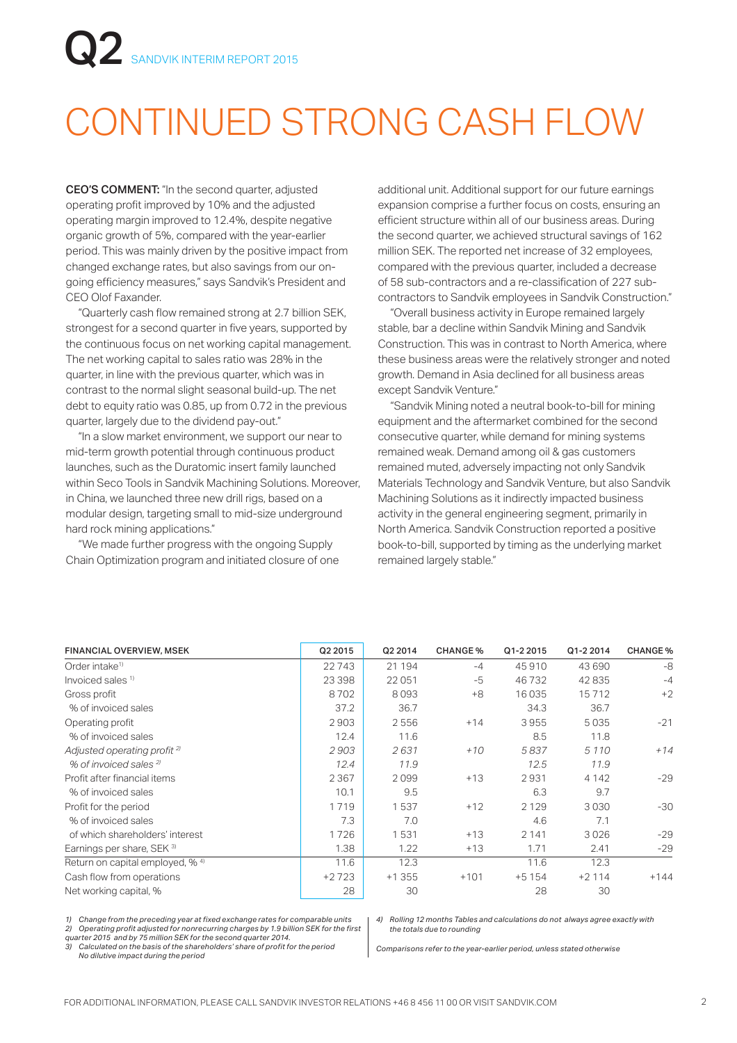# Q2 SANDVIK INTERIM REPORT 2015

# CONTINUED STRONG CASH FLOW

**CEO'S COMMENT:** "In the second quarter, adjusted operating profit improved by 10% and the adjusted operating margin improved to 12.4%, despite negative organic growth of 5%, compared with the year-earlier period. This was mainly driven by the positive impact from changed exchange rates, but also savings from our on-going efficiency measures," says Sandvik's President and CEO Olof Faxander.

"Quarterly cash flow remained strong at 2.7 billion SEK, strongest for a second quarter in five years, supported by the continuous focus on net working capital management. The net working capital to sales ratio was 28% in the quarter, in line with the previous quarter, which was in contrast to the normal slight seasonal build-up. The net debt to equity ratio was 0.85, up from 0.72 in the previous quarter, largely due to the dividend pay-out."

"In a slow market environment, we support our near to mid-term growth potential through continuous product launches, such as the Duratomic insert family launched within Seco Tools in Sandvik Machining Solutions. Moreover, in China, we launched three new drill rigs, based on a modular design, targeting small to mid-size underground hard rock mining applications."

"We made further progress with the ongoing Supply Chain Optimization program and initiated closure of one additional unit. Additional support for our future earnings expansion comprise a further focus on costs, ensuring an efficient structure within all of our business areas. During the second quarter, we achieved structural savings of 162 million SEK. The reported net increase of 32 employees, compared with the previous quarter, included a decrease of 58 sub-contractors and a re-classification of 227 sub-contractors to Sandvik employees in Sandvik Construction."

"Overall business activity in Europe remained largely stable, bar a decline within Sandvik Mining and Sandvik Construction. This was in contrast to North America, where these business areas were the relatively stronger and noted growth. Demand in Asia declined for all business areas except Sandvik Venture."

"Sandvik Mining noted a neutral book-to-bill for mining equipment and the aftermarket combined for the second consecutive quarter, while demand for mining systems remained weak. Demand among oil & gas customers remained muted, adversely impacting not only Sandvik Materials Technology and Sandvik Venture, but also Sandvik Machining Solutions as it indirectly impacted business activity in the general engineering segment, primarily in North America. Sandvik Construction reported a positive book-to-bill, supported by timing as the underlying market remained largely stable."

| FINANCIAL OVERVIEW, MSEK | Q2 2015 | Q2 2014 | CHANGE % | Q1-2 2015 | Q1-2 2014 | CHANGE % |
|---|---|---|---|---|---|---|
| Order intake[1] | 22 743 | 21 194 | -4 | 45 910 | 43 690 | -8 |
| Invoiced sales [1] | 23 398 | 22 051 | -5 | 46 732 | 42 835 | -4 |
| Gross profit | 8 702 | 8 093 | +8 | 16 035 | 15 712 | +2 |
| % of invoiced sales | 37.2 | 36.7 | | 34.3 | 36.7 | |
| Operating profit | 2 903 | 2 556 | +14 | 3 955 | 5 035 | -21 |
| % of invoiced sales | 12.4 | 11.6 | | 8.5 | 11.8 | |
| *Adjusted operating profit [2]* | *2 903* | *2 631* | *+10* | *5 837* | *5 110* | *+14* |
| *% of invoiced sales [2]* | *12.4* | *11.9* | | *12.5* | *11.9* | |
| Profit after financial items | 2 367 | 2 099 | +13 | 2 931 | 4 142 | -29 |
| % of invoiced sales | 10.1 | 9.5 | | 6.3 | 9.7 | |
| Profit for the period | 1 719 | 1 537 | +12 | 2 129 | 3 030 | -30 |
| % of invoiced sales | 7.3 | 7.0 | | 4.6 | 7.1 | |
| of which shareholders' interest | 1 726 | 1 531 | +13 | 2 141 | 3 026 | -29 |
| Earnings per share, SEK [3] | 1.38 | 1.22 | +13 | 1.71 | 2.41 | -29 |
| Return on capital employed, % [4] | 11.6 | 12.3 | | 11.6 | 12.3 | |
| Cash flow from operations | +2 723 | +1 355 | +101 | +5 154 | +2 114 | +144 |
| Net working capital, % | 28 | 30 | | 28 | 30 | |

*1) Change from the preceding year at fixed exchange rates for comparable units*
*2) Operating profit adjusted for nonrecurring charges by 1.9 billion SEK for the first quarter 2015 and by 75 million SEK for the second quarter 2014.*
*3) Calculated on the basis of the shareholders' share of profit for the period No dilutive impact during the period*
*4) Rolling 12 months Tables and calculations do not always agree exactly with the totals due to rounding*

*Comparisons refer to the year-earlier period, unless stated otherwise*

FOR ADDITIONAL INFORMATION, PLEASE CALL SANDVIK INVESTOR RELATIONS +46 8 456 11 00 OR VISIT SANDVIK.COM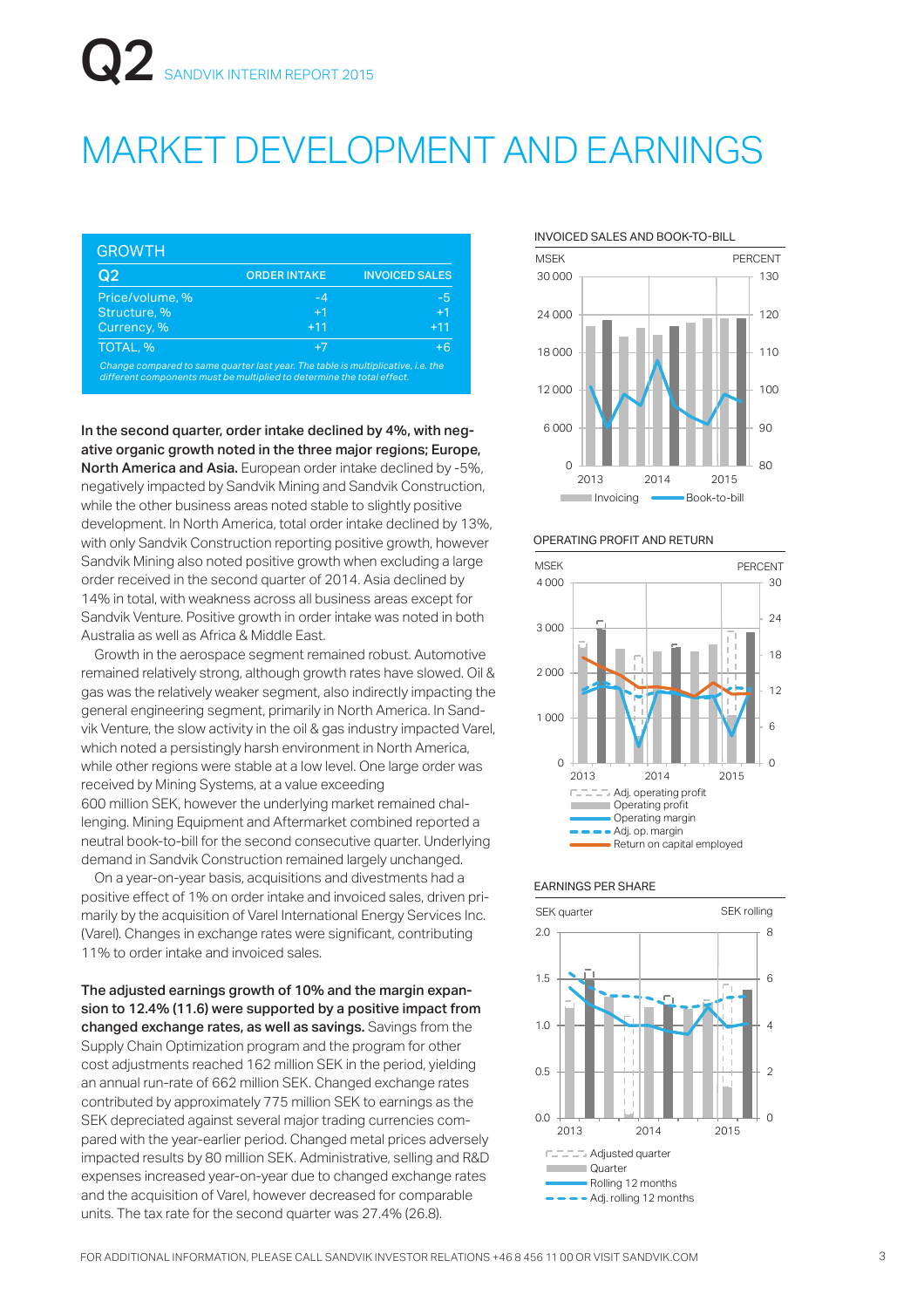# MARKET DEVELOPMENT AND EARNINGS

**GROWTH**

| Q2 | ORDER INTAKE | INVOICED SALES |
|---|---|---|
| Price/volume, % | -4 | -5 |
| Structure, % | +1 | +1 |
| Currency, % | +11 | +11 |
| TOTAL, % | +7 | +6 |

*Change compared to same quarter last year. The table is multiplicative, i.e. the different components must be multiplied to determine the total effect.*

**In the second quarter, order intake declined by 4%, with negative organic growth noted in the three major regions; Europe, North America and Asia.** European order intake declined by -5%, negatively impacted by Sandvik Mining and Sandvik Construction, while the other business areas noted stable to slightly positive development. In North America, total order intake declined by 13%, with only Sandvik Construction reporting positive growth, however Sandvik Mining also noted positive growth when excluding a large order received in the second quarter of 2014. Asia declined by 14% in total, with weakness across all business areas except for Sandvik Venture. Positive growth in order intake was noted in both Australia as well as Africa & Middle East.

Growth in the aerospace segment remained robust. Automotive remained relatively strong, although growth rates have slowed. Oil & gas was the relatively weaker segment, also indirectly impacting the general engineering segment, primarily in North America. In Sandvik Venture, the slow activity in the oil & gas industry impacted Varel, which noted a persistingly harsh environment in North America, while other regions were stable at a low level. One large order was received by Mining Systems, at a value exceeding 600 million SEK, however the underlying market remained challenging. Mining Equipment and Aftermarket combined reported a neutral book-to-bill for the second consecutive quarter. Underlying demand in Sandvik Construction remained largely unchanged.

On a year-on-year basis, acquisitions and divestments had a positive effect of 1% on order intake and invoiced sales, driven primarily by the acquisition of Varel International Energy Services Inc. (Varel). Changes in exchange rates were significant, contributing 11% to order intake and invoiced sales.

**The adjusted earnings growth of 10% and the margin expansion to 12.4% (11.6) were supported by a positive impact from changed exchange rates, as well as savings.** Savings from the Supply Chain Optimization program and the program for other cost adjustments reached 162 million SEK in the period, yielding an annual run-rate of 662 million SEK. Changed exchange rates contributed by approximately 775 million SEK to earnings as the SEK depreciated against several major trading currencies compared with the year-earlier period. Changed metal prices adversely impacted results by 80 million SEK. Administrative, selling and R&D expenses increased year-on-year due to changed exchange rates and the acquisition of Varel, however decreased for comparable units. The tax rate for the second quarter was 27.4% (26.8).

**INVOICED SALES AND BOOK-TO-BILL**

MSEK / PERCENT — Invoicing, Book-to-bill (2013–2015)

**OPERATING PROFIT AND RETURN**

MSEK / PERCENT — Adj. operating profit, Operating profit, Operating margin, Adj. op. margin, Return on capital employed (2013–2015)

**EARNINGS PER SHARE**

SEK quarter / SEK rolling — Adjusted quarter, Quarter, Rolling 12 months, Adj. rolling 12 months (2013–2015)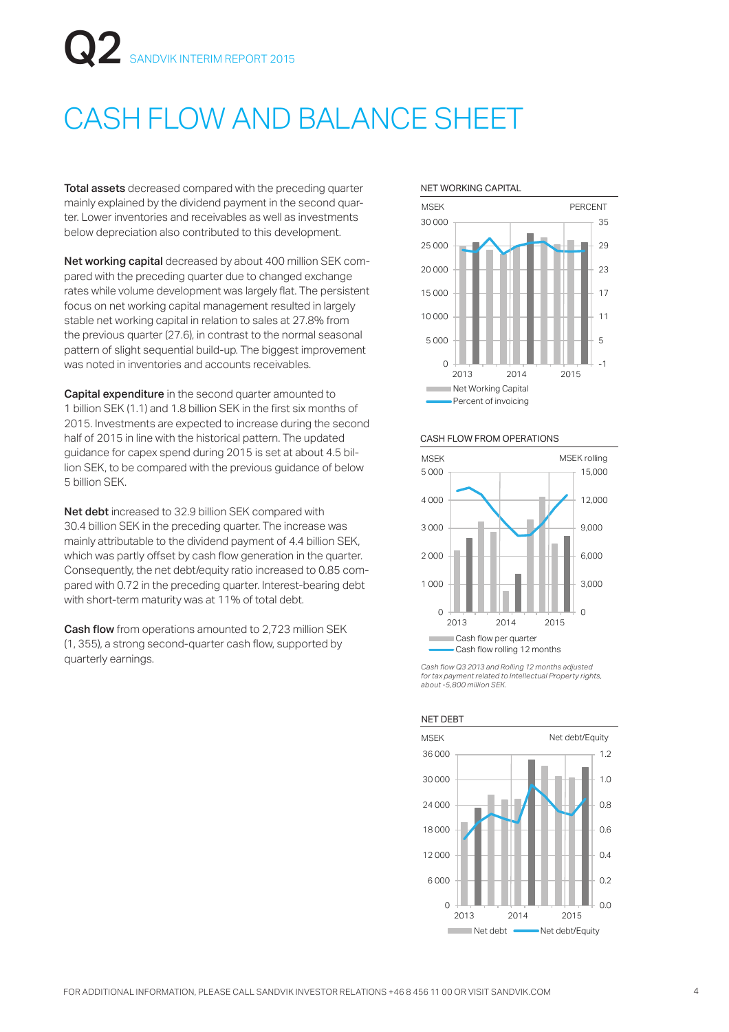# CASH FLOW AND BALANCE SHEET

**Total assets** decreased compared with the preceding quarter mainly explained by the dividend payment in the second quarter. Lower inventories and receivables as well as investments below depreciation also contributed to this development.

**Net working capital** decreased by about 400 million SEK compared with the preceding quarter due to changed exchange rates while volume development was largely flat. The persistent focus on net working capital management resulted in largely stable net working capital in relation to sales at 27.8% from the previous quarter (27.6), in contrast to the normal seasonal pattern of slight sequential build-up. The biggest improvement was noted in inventories and accounts receivables.

**Capital expenditure** in the second quarter amounted to 1 billion SEK (1.1) and 1.8 billion SEK in the first six months of 2015. Investments are expected to increase during the second half of 2015 in line with the historical pattern. The updated guidance for capex spend during 2015 is set at about 4.5 billion SEK, to be compared with the previous guidance of below 5 billion SEK.

**Net debt** increased to 32.9 billion SEK compared with 30.4 billion SEK in the preceding quarter. The increase was mainly attributable to the dividend payment of 4.4 billion SEK, which was partly offset by cash flow generation in the quarter. Consequently, the net debt/equity ratio increased to 0.85 compared with 0.72 in the preceding quarter. Interest-bearing debt with short-term maturity was at 11% of total debt.

**Cash flow** from operations amounted to 2,723 million SEK (1, 355), a strong second-quarter cash flow, supported by quarterly earnings.

NET WORKING CAPITAL

CASH FLOW FROM OPERATIONS

*Cash flow Q3 2013 and Rolling 12 months adjusted for tax payment related to Intellectual Property rights, about -5,800 million SEK.*

NET DEBT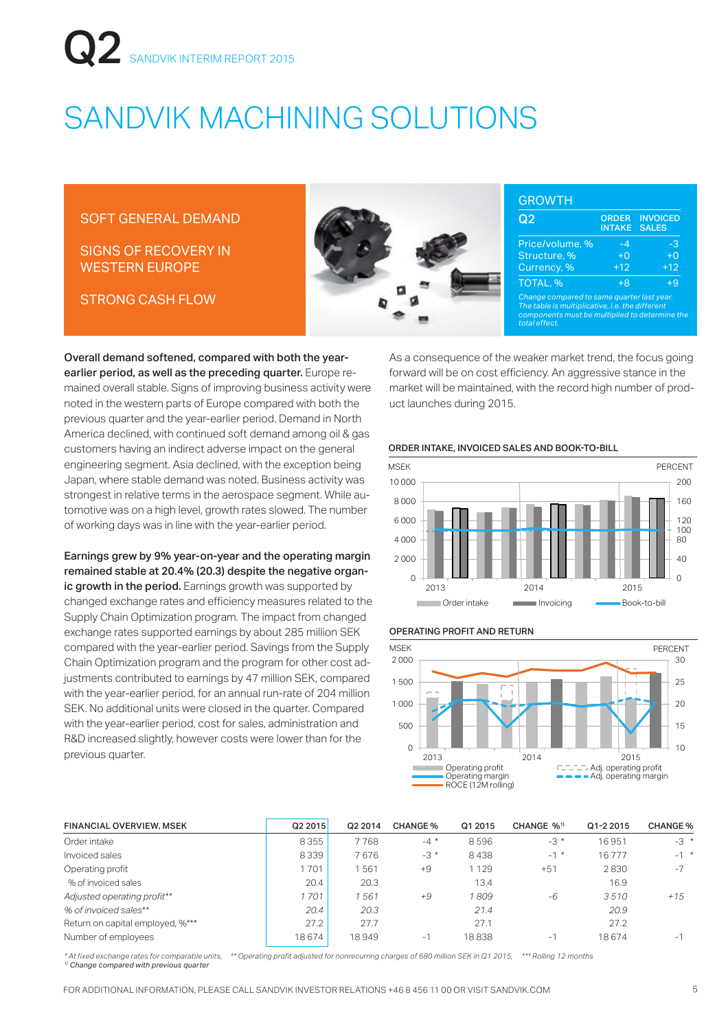# SANDVIK MACHINING SOLUTIONS

SOFT GENERAL DEMAND

SIGNS OF RECOVERY IN WESTERN EUROPE

STRONG CASH FLOW

## GROWTH

| Q2 | ORDER INTAKE | INVOICED SALES |
|---|---|---|
| Price/volume, % | -4 | -3 |
| Structure, % | +0 | +0 |
| Currency, % | +12 | +12 |
| TOTAL, % | +8 | +9 |

*Change compared to same quarter last year. The table is multiplicative, i.e. the different components must be multiplied to determine the total effect.*

**Overall demand softened, compared with both the year-earlier period, as well as the preceding quarter.** Europe remained overall stable. Signs of improving business activity were noted in the western parts of Europe compared with both the previous quarter and the year-earlier period. Demand in North America declined, with continued soft demand among oil & gas customers having an indirect adverse impact on the general engineering segment. Asia declined, with the exception being Japan, where stable demand was noted. Business activity was strongest in relative terms in the aerospace segment. While automotive was on a high level, growth rates slowed. The number of working days was in line with the year-earlier period.

**Earnings grew by 9% year-on-year and the operating margin remained stable at 20.4% (20.3) despite the negative organic growth in the period.** Earnings growth was supported by changed exchange rates and efficiency measures related to the Supply Chain Optimization program. The impact from changed exchange rates supported earnings by about 285 million SEK compared with the year-earlier period. Savings from the Supply Chain Optimization program and the program for other cost adjustments contributed to earnings by 47 million SEK, compared with the year-earlier period, for an annual run-rate of 204 million SEK. No additional units were closed in the quarter. Compared with the year-earlier period, cost for sales, administration and R&D increased slightly, however costs were lower than for the previous quarter.

As a consequence of the weaker market trend, the focus going forward will be on cost efficiency. An aggressive stance in the market will be maintained, with the record high number of product launches during 2015.

**ORDER INTAKE, INVOICED SALES AND BOOK-TO-BILL**

**OPERATING PROFIT AND RETURN**

| FINANCIAL OVERVIEW, MSEK | Q2 2015 | Q2 2014 | CHANGE % | Q1 2015 | CHANGE %[1] | Q1-2 2015 | CHANGE % |
|---|---|---|---|---|---|---|---|
| Order intake | 8 355 | 7 768 | -4 * | 8 596 | -3 * | 16 951 | -3 * |
| Invoiced sales | 8 339 | 7 676 | -3 * | 8 438 | -1 * | 16 777 | -1 * |
| Operating profit | 1 701 | 1 561 | +9 | 1 129 | +51 | 2 830 | -7 |
| % of invoiced sales | 20.4 | 20.3 | | 13.4 | | 16.9 | |
| *Adjusted operating profit*** | *1 701* | *1 561* | *+9* | *1 809* | *-6* | *3 510* | *+15* |
| *% of invoiced sales*** | *20.4* | *20.3* | | *21.4* | | *20.9* | |
| Return on capital employed, %*** | 27.2 | 27.7 | | 27.1 | | 27.2 | |
| Number of employees | 18 674 | 18 949 | -1 | 18 838 | -1 | 18 674 | -1 |

*\* At fixed exchange rates for comparable units, \*\* Operating profit adjusted for nonrecurring charges of 680 million SEK in Q1 2015, \*\*\* Rolling 12 months*
*[1] Change compared with previous quarter*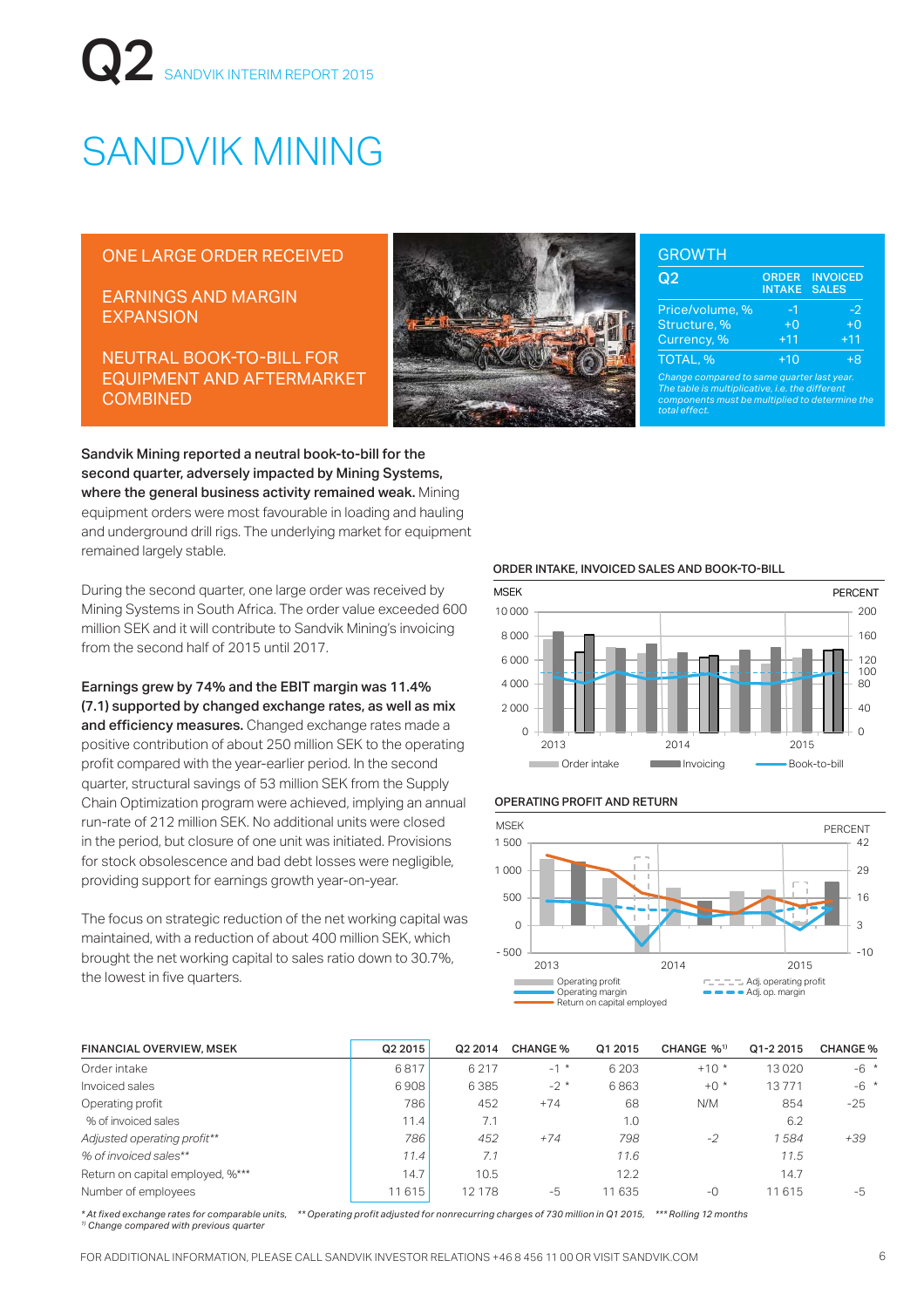# SANDVIK MINING

ONE LARGE ORDER RECEIVED

EARNINGS AND MARGIN EXPANSION

NEUTRAL BOOK-TO-BILL FOR EQUIPMENT AND AFTERMARKET COMBINED

## GROWTH

| Q2 | ORDER INTAKE | INVOICED SALES |
|---|---|---|
| Price/volume, % | -1 | -2 |
| Structure, % | +0 | +0 |
| Currency, % | +11 | +11 |
| TOTAL, % | +10 | +8 |

*Change compared to same quarter last year. The table is multiplicative, i.e. the different components must be multiplied to determine the total effect.*

**Sandvik Mining reported a neutral book-to-bill for the second quarter, adversely impacted by Mining Systems, where the general business activity remained weak.** Mining equipment orders were most favourable in loading and hauling and underground drill rigs. The underlying market for equipment remained largely stable.

During the second quarter, one large order was received by Mining Systems in South Africa. The order value exceeded 600 million SEK and it will contribute to Sandvik Mining's invoicing from the second half of 2015 until 2017.

**Earnings grew by 74% and the EBIT margin was 11.4% (7.1) supported by changed exchange rates, as well as mix and efficiency measures.** Changed exchange rates made a positive contribution of about 250 million SEK to the operating profit compared with the year-earlier period. In the second quarter, structural savings of 53 million SEK from the Supply Chain Optimization program were achieved, implying an annual run-rate of 212 million SEK. No additional units were closed in the period, but closure of one unit was initiated. Provisions for stock obsolescence and bad debt losses were negligible, providing support for earnings growth year-on-year.

The focus on strategic reduction of the net working capital was maintained, with a reduction of about 400 million SEK, which brought the net working capital to sales ratio down to 30.7%, the lowest in five quarters.

ORDER INTAKE, INVOICED SALES AND BOOK-TO-BILL

OPERATING PROFIT AND RETURN

| FINANCIAL OVERVIEW, MSEK | Q2 2015 | Q2 2014 | CHANGE % | Q1 2015 | CHANGE %[1] | Q1-2 2015 | CHANGE % |
|---|---|---|---|---|---|---|---|
| Order intake | 6 817 | 6 217 | -1 * | 6 203 | +10 * | 13 020 | -6 * |
| Invoiced sales | 6 908 | 6 385 | -2 * | 6 863 | +0 * | 13 771 | -6 * |
| Operating profit | 786 | 452 | +74 | 68 | N/M | 854 | -25 |
| % of invoiced sales | 11.4 | 7.1 | | 1.0 | | 6.2 | |
| *Adjusted operating profit*** | *786* | *452* | *+74* | *798* | *-2* | *1 584* | *+39* |
| *% of invoiced sales*** | *11.4* | *7.1* | | *11.6* | | *11.5* | |
| Return on capital employed, %*** | 14.7 | 10.5 | | 12.2 | | 14.7 | |
| Number of employees | 11 615 | 12 178 | -5 | 11 635 | -0 | 11 615 | -5 |

*\* At fixed exchange rates for comparable units, \*\* Operating profit adjusted for nonrecurring charges of 730 million in Q1 2015, \*\*\* Rolling 12 months*
*[1] Change compared with previous quarter*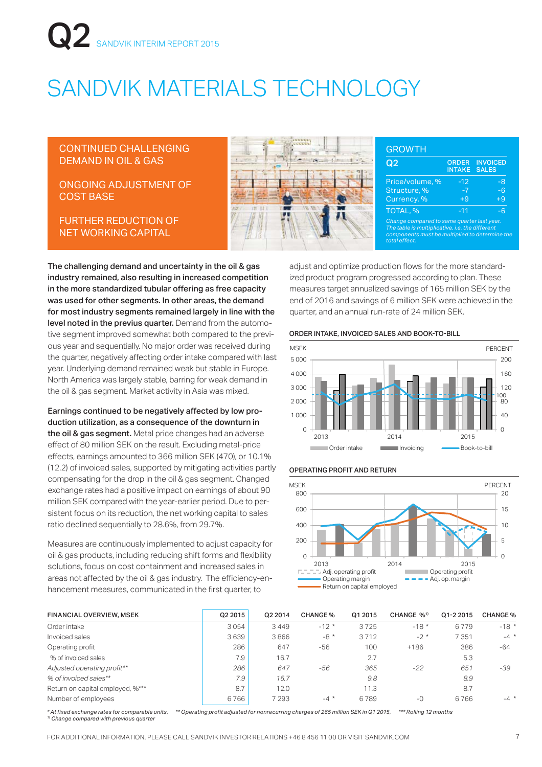# SANDVIK MATERIALS TECHNOLOGY

CONTINUED CHALLENGING DEMAND IN OIL & GAS

ONGOING ADJUSTMENT OF COST BASE

FURTHER REDUCTION OF NET WORKING CAPITAL

### GROWTH

| Q2 | ORDER INTAKE | INVOICED SALES |
|---|---|---|
| Price/volume, % | -12 | -8 |
| Structure, % | -7 | -6 |
| Currency, % | +9 | +9 |
| TOTAL, % | -11 | -6 |

*Change compared to same quarter last year. The table is multiplicative, i.e. the different components must be multiplied to determine the total effect.*

**The challenging demand and uncertainty in the oil & gas industry remained, also resulting in increased competition in the more standardized tubular offering as free capacity was used for other segments. In other areas, the demand for most industry segments remained largely in line with the level noted in the previus quarter.** Demand from the automotive segment improved somewhat both compared to the previous year and sequentially. No major order was received during the quarter, negatively affecting order intake compared with last year. Underlying demand remained weak but stable in Europe. North America was largely stable, barring for weak demand in the oil & gas segment. Market activity in Asia was mixed.

**Earnings continued to be negatively affected by low production utilization, as a consequence of the downturn in the oil & gas segment.** Metal price changes had an adverse effect of 80 million SEK on the result. Excluding metal-price effects, earnings amounted to 366 million SEK (470), or 10.1% (12.2) of invoiced sales, supported by mitigating activities partly compensating for the drop in the oil & gas segment. Changed exchange rates had a positive impact on earnings of about 90 million SEK compared with the year-earlier period. Due to persistent focus on its reduction, the net working capital to sales ratio declined sequentially to 28.6%, from 29.7%.

Measures are continuously implemented to adjust capacity for oil & gas products, including reducing shift forms and flexibility solutions, focus on cost containment and increased sales in areas not affected by the oil & gas industry. The efficiency-enhancement measures, communicated in the first quarter, to adjust and optimize production flows for the more standardized product program progressed according to plan. These measures target annualized savings of 165 million SEK by the end of 2016 and savings of 6 million SEK were achieved in the quarter, and an annual run-rate of 24 million SEK.

### ORDER INTAKE, INVOICED SALES AND BOOK-TO-BILL

### OPERATING PROFIT AND RETURN

| FINANCIAL OVERVIEW, MSEK | Q2 2015 | Q2 2014 | CHANGE % | Q1 2015 | CHANGE %[1] | Q1-2 2015 | CHANGE % |
|---|---|---|---|---|---|---|---|
| Order intake | 3 054 | 3 449 | -12 * | 3 725 | -18 * | 6 779 | -18 * |
| Invoiced sales | 3 639 | 3 866 | -8 * | 3 712 | -2 * | 7 351 | -4 * |
| Operating profit | 286 | 647 | -56 | 100 | +186 | 386 | -64 |
| % of invoiced sales | 7.9 | 16.7 | | 2.7 | | 5.3 | |
| *Adjusted operating profit*** | *286* | *647* | *-56* | *365* | *-22* | *651* | *-39* |
| *% of invoiced sales*** | *7.9* | *16.7* | | *9.8* | | *8.9* | |
| Return on capital employed, %*** | 8.7 | 12.0 | | 11.3 | | 8.7 | |
| Number of employees | 6 766 | 7 293 | -4 * | 6 789 | -0 | 6 766 | -4 * |

*\* At fixed exchange rates for comparable units, \*\* Operating profit adjusted for nonrecurring charges of 265 million SEK in Q1 2015, \*\*\* Rolling 12 months*
*[1] Change compared with previous quarter*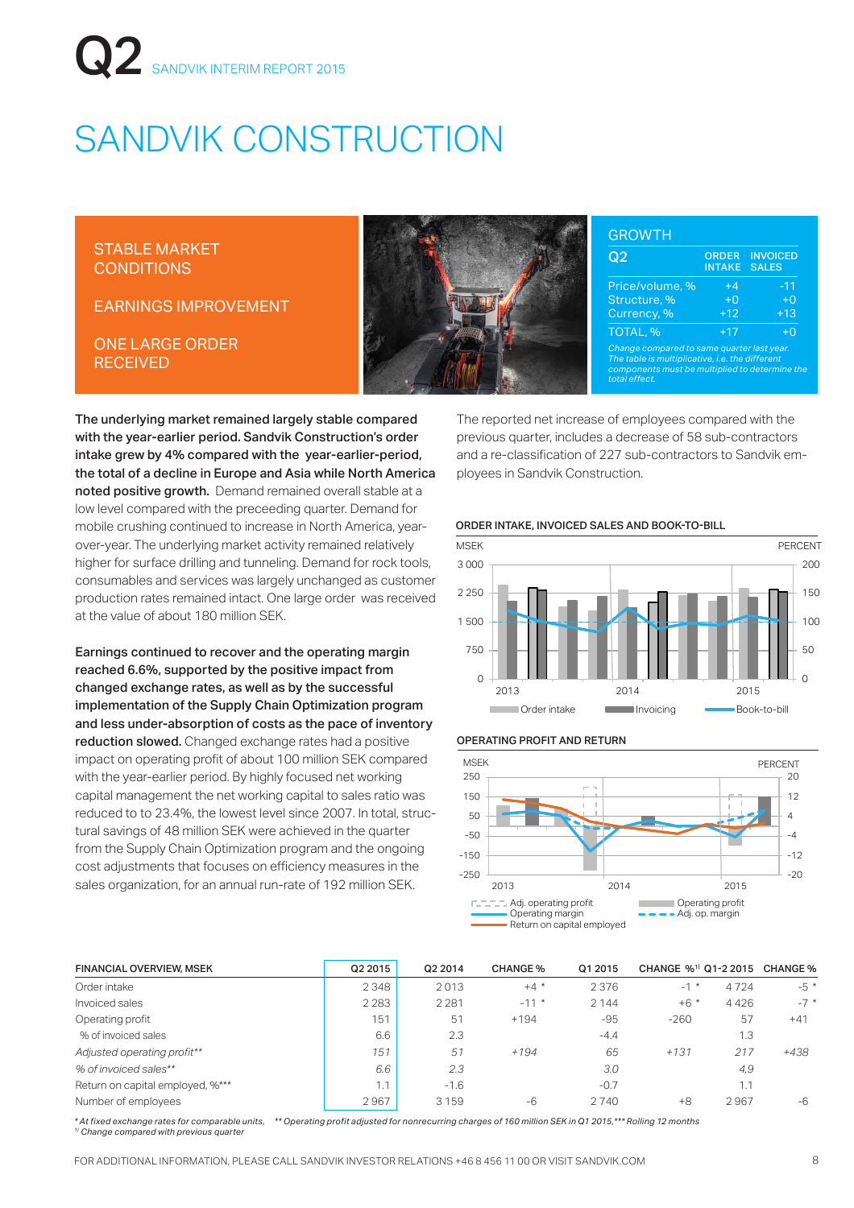# SANDVIK CONSTRUCTION

STABLE MARKET CONDITIONS

EARNINGS IMPROVEMENT

ONE LARGE ORDER RECEIVED

## GROWTH

| Q2 | ORDER INTAKE | INVOICED SALES |
|---|---|---|
| Price/volume, % | +4 | -11 |
| Structure, % | +0 | +0 |
| Currency, % | +12 | +13 |
| TOTAL, % | +17 | +0 |

*Change compared to same quarter last year. The table is multiplicative, i.e. the different components must be multiplied to determine the total effect.*

**The underlying market remained largely stable compared with the year-earlier period. Sandvik Construction's order intake grew by 4% compared with the year-earlier-period, the total of a decline in Europe and Asia while North America noted positive growth.** Demand remained overall stable at a low level compared with the preceeding quarter. Demand for mobile crushing continued to increase in North America, year-over-year. The underlying market activity remained relatively higher for surface drilling and tunneling. Demand for rock tools, consumables and services was largely unchanged as customer production rates remained intact. One large order was received at the value of about 180 million SEK.

**Earnings continued to recover and the operating margin reached 6.6%, supported by the positive impact from changed exchange rates, as well as by the successful implementation of the Supply Chain Optimization program and less under-absorption of costs as the pace of inventory reduction slowed.** Changed exchange rates had a positive impact on operating profit of about 100 million SEK compared with the year-earlier period. By highly focused net working capital management the net working capital to sales ratio was reduced to to 23.4%, the lowest level since 2007. In total, structural savings of 48 million SEK were achieved in the quarter from the Supply Chain Optimization program and the ongoing cost adjustments that focuses on efficiency measures in the sales organization, for an annual run-rate of 192 million SEK.

The reported net increase of employees compared with the previous quarter, includes a decrease of 58 sub-contractors and a re-classification of 227 sub-contractors to Sandvik employees in Sandvik Construction.

### ORDER INTAKE, INVOICED SALES AND BOOK-TO-BILL

### OPERATING PROFIT AND RETURN

| FINANCIAL OVERVIEW, MSEK | Q2 2015 | Q2 2014 | CHANGE % | Q1 2015 | CHANGE %[1] | Q1-2 2015 | CHANGE % |
|---|---|---|---|---|---|---|---|
| Order intake | 2 348 | 2 013 | +4 * | 2 376 | -1 * | 4 724 | -5 * |
| Invoiced sales | 2 283 | 2 281 | -11 * | 2 144 | +6 * | 4 426 | -7 * |
| Operating profit | 151 | 51 | +194 | -95 | -260 | 57 | +41 |
| % of invoiced sales | 6.6 | 2.3 | | -4.4 | | 1.3 | |
| *Adjusted operating profit*** | *151* | *51* | *+194* | *65* | *+131* | *217* | *+438* |
| *% of invoiced sales*** | *6.6* | *2.3* | | *3.0* | | *4,9* | |
| Return on capital employed, %*** | 1.1 | -1.6 | | -0.7 | | 1.1 | |
| Number of employees | 2 967 | 3 159 | -6 | 2 740 | +8 | 2 967 | -6 |

*\* At fixed exchange rates for comparable units, \*\* Operating profit adjusted for nonrecurring charges of 160 million SEK in Q1 2015, \*\*\* Rolling 12 months*
*[1] Change compared with previous quarter*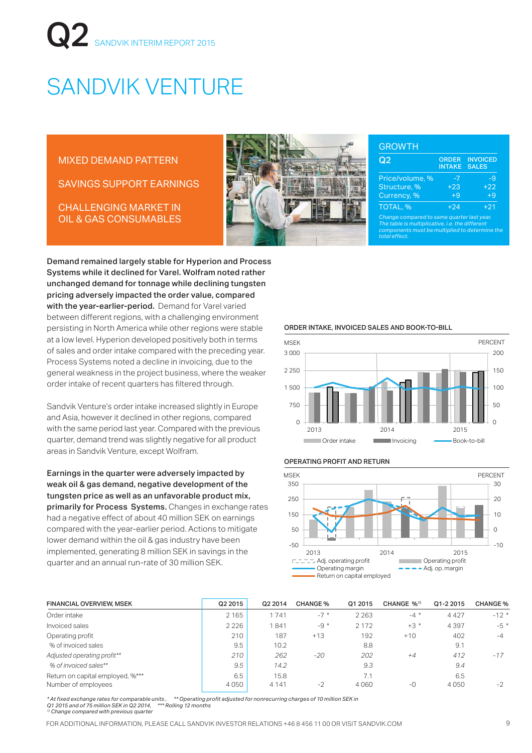Q2 SANDVIK INTERIM REPORT 2015

# SANDVIK VENTURE

MIXED DEMAND PATTERN

SAVINGS SUPPORT EARNINGS

CHALLENGING MARKET IN OIL & GAS CONSUMABLES

## GROWTH

| Q2 | ORDER INTAKE | INVOICED SALES |
|---|---|---|
| Price/volume, % | -7 | -9 |
| Structure, % | +23 | +22 |
| Currency, % | +9 | +9 |
| TOTAL, % | +24 | +21 |

*Change compared to same quarter last year. The table is multiplicative, i.e. the different components must be multiplied to determine the total effect.*

**Demand remained largely stable for Hyperion and Process Systems while it declined for Varel. Wolfram noted rather unchanged demand for tonnage while declining tungsten pricing adversely impacted the order value, compared with the year-earlier-period.** Demand for Varel varied between different regions, with a challenging environment persisting in North America while other regions were stable at a low level. Hyperion developed positively both in terms of sales and order intake compared with the preceding year. Process Systems noted a decline in invoicing, due to the general weakness in the project business, where the weaker order intake of recent quarters has filtered through.

Sandvik Venture's order intake increased slightly in Europe and Asia, however it declined in other regions, compared with the same period last year. Compared with the previous quarter, demand trend was slightly negative for all product areas in Sandvik Venture, except Wolfram.

**Earnings in the quarter were adversely impacted by weak oil & gas demand, negative development of the tungsten price as well as an unfavorable product mix, primarily for Process Systems.** Changes in exchange rates had a negative effect of about 40 million SEK on earnings compared with the year-earlier period. Actions to mitigate lower demand within the oil & gas industry have been implemented, generating 8 million SEK in savings in the quarter and an annual run-rate of 30 million SEK.

ORDER INTAKE, INVOICED SALES AND BOOK-TO-BILL

OPERATING PROFIT AND RETURN

| FINANCIAL OVERVIEW, MSEK | Q2 2015 | Q2 2014 | CHANGE % | Q1 2015 | CHANGE %[1] | Q1-2 2015 | CHANGE % |
|---|---|---|---|---|---|---|---|
| Order intake | 2 165 | 1 741 | -7 * | 2 263 | -4 * | 4 427 | -12 * |
| Invoiced sales | 2 226 | 1 841 | -9 * | 2 172 | +3 * | 4 397 | -5 * |
| Operating profit | 210 | 187 | +13 | 192 | +10 | 402 | -4 |
| % of invoiced sales | 9.5 | 10.2 | | 8.8 | | 9.1 | |
| *Adjusted operating profit*** | *210* | *262* | *-20* | *202* | *+4* | *412* | *-17* |
| *% of invoiced sales*** | *9.5* | *14.2* | | *9.3* | | *9.4* | |
| Return on capital employed, %*** | 6.5 | 15.8 | | 7.1 | | 6.5 | |
| Number of employees | 4 050 | 4 141 | -2 | 4 060 | -0 | 4 050 | -2 |

*\* At fixed exchange rates for comparable units , \*\* Operating profit adjusted for nonrecurring charges of 10 million SEK in Q1 2015 and of 75 million SEK in Q2 2014, \*\*\* Rolling 12 months*
*[1] Change compared with previous quarter*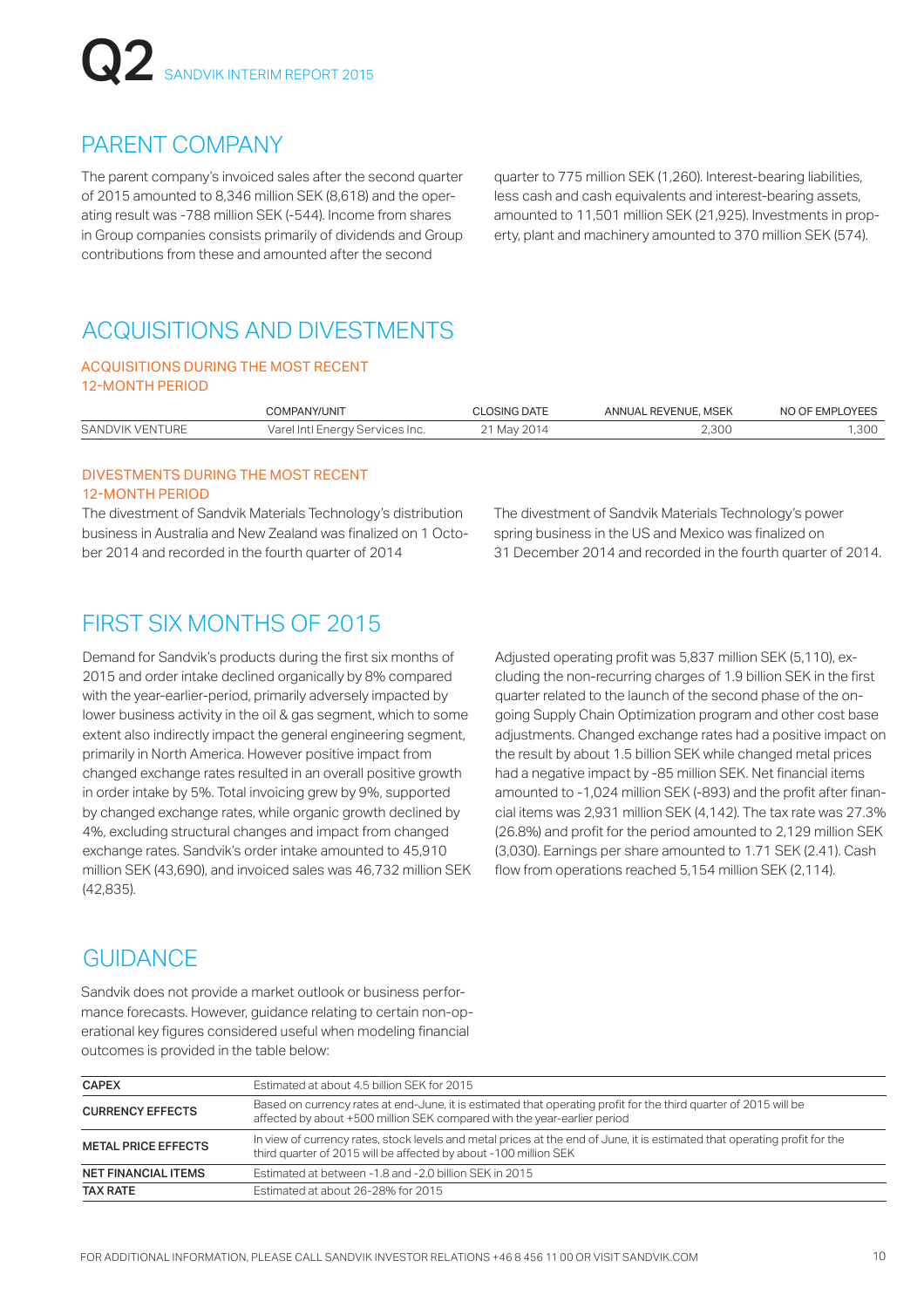## PARENT COMPANY

The parent company's invoiced sales after the second quarter of 2015 amounted to 8,346 million SEK (8,618) and the operating result was -788 million SEK (-544). Income from shares in Group companies consists primarily of dividends and Group contributions from these and amounted after the second quarter to 775 million SEK (1,260). Interest-bearing liabilities, less cash and cash equivalents and interest-bearing assets, amounted to 11,501 million SEK (21,925). Investments in property, plant and machinery amounted to 370 million SEK (574).

## ACQUISITIONS AND DIVESTMENTS

### ACQUISITIONS DURING THE MOST RECENT 12-MONTH PERIOD

| | COMPANY/UNIT | CLOSING DATE | ANNUAL REVENUE, MSEK | NO OF EMPLOYEES |
|---|---|---|---|---|
| SANDVIK VENTURE | Varel Intl Energy Services Inc. | 21 May 2014 | 2,300 | 1,300 |

### DIVESTMENTS DURING THE MOST RECENT 12-MONTH PERIOD

The divestment of Sandvik Materials Technology's distribution business in Australia and New Zealand was finalized on 1 October 2014 and recorded in the fourth quarter of 2014

The divestment of Sandvik Materials Technology's power spring business in the US and Mexico was finalized on 31 December 2014 and recorded in the fourth quarter of 2014.

## FIRST SIX MONTHS OF 2015

Demand for Sandvik's products during the first six months of 2015 and order intake declined organically by 8% compared with the year-earlier-period, primarily adversely impacted by lower business activity in the oil & gas segment, which to some extent also indirectly impact the general engineering segment, primarily in North America. However positive impact from changed exchange rates resulted in an overall positive growth in order intake by 5%. Total invoicing grew by 9%, supported by changed exchange rates, while organic growth declined by 4%, excluding structural changes and impact from changed exchange rates. Sandvik's order intake amounted to 45,910 million SEK (43,690), and invoiced sales was 46,732 million SEK (42,835).

Adjusted operating profit was 5,837 million SEK (5,110), excluding the non-recurring charges of 1.9 billion SEK in the first quarter related to the launch of the second phase of the ongoing Supply Chain Optimization program and other cost base adjustments. Changed exchange rates had a positive impact on the result by about 1.5 billion SEK while changed metal prices had a negative impact by -85 million SEK. Net financial items amounted to -1,024 million SEK (-893) and the profit after financial items was 2,931 million SEK (4,142). The tax rate was 27.3% (26.8%) and profit for the period amounted to 2,129 million SEK (3,030). Earnings per share amounted to 1.71 SEK (2.41). Cash flow from operations reached 5,154 million SEK (2,114).

## GUIDANCE

Sandvik does not provide a market outlook or business performance forecasts. However, guidance relating to certain non-operational key figures considered useful when modeling financial outcomes is provided in the table below:

| | |
|---|---|
| **CAPEX** | Estimated at about 4.5 billion SEK for 2015 |
| **CURRENCY EFFECTS** | Based on currency rates at end-June, it is estimated that operating profit for the third quarter of 2015 will be affected by about +500 million SEK compared with the year-earlier period |
| **METAL PRICE EFFECTS** | In view of currency rates, stock levels and metal prices at the end of June, it is estimated that operating profit for the third quarter of 2015 will be affected by about -100 million SEK |
| **NET FINANCIAL ITEMS** | Estimated at between -1.8 and -2.0 billion SEK in 2015 |
| **TAX RATE** | Estimated at about 26-28% for 2015 |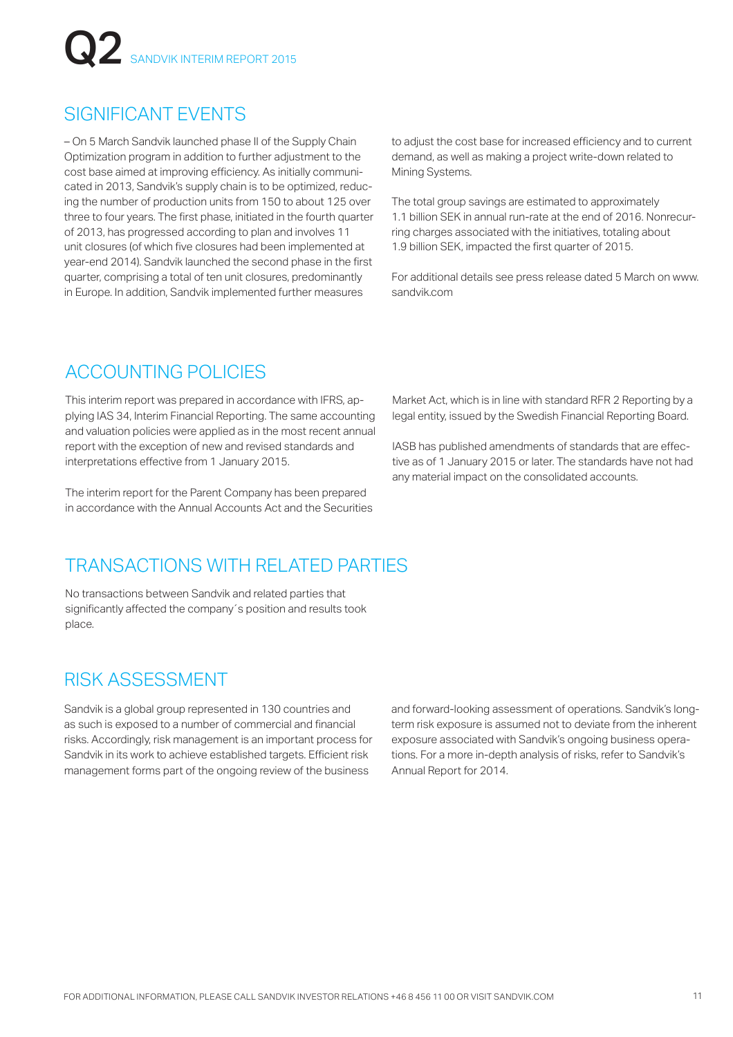## SIGNIFICANT EVENTS

– On 5 March Sandvik launched phase II of the Supply Chain Optimization program in addition to further adjustment to the cost base aimed at improving efficiency. As initially communicated in 2013, Sandvik's supply chain is to be optimized, reducing the number of production units from 150 to about 125 over three to four years. The first phase, initiated in the fourth quarter of 2013, has progressed according to plan and involves 11 unit closures (of which five closures had been implemented at year-end 2014). Sandvik launched the second phase in the first quarter, comprising a total of ten unit closures, predominantly in Europe. In addition, Sandvik implemented further measures to adjust the cost base for increased efficiency and to current demand, as well as making a project write-down related to Mining Systems.

The total group savings are estimated to approximately 1.1 billion SEK in annual run-rate at the end of 2016. Nonrecurring charges associated with the initiatives, totaling about 1.9 billion SEK, impacted the first quarter of 2015.

For additional details see press release dated 5 March on www.sandvik.com

## ACCOUNTING POLICIES

This interim report was prepared in accordance with IFRS, applying IAS 34, Interim Financial Reporting. The same accounting and valuation policies were applied as in the most recent annual report with the exception of new and revised standards and interpretations effective from 1 January 2015.

The interim report for the Parent Company has been prepared in accordance with the Annual Accounts Act and the Securities Market Act, which is in line with standard RFR 2 Reporting by a legal entity, issued by the Swedish Financial Reporting Board.

IASB has published amendments of standards that are effective as of 1 January 2015 or later. The standards have not had any material impact on the consolidated accounts.

## TRANSACTIONS WITH RELATED PARTIES

No transactions between Sandvik and related parties that significantly affected the company´s position and results took place.

## RISK ASSESSMENT

Sandvik is a global group represented in 130 countries and as such is exposed to a number of commercial and financial risks. Accordingly, risk management is an important process for Sandvik in its work to achieve established targets. Efficient risk management forms part of the ongoing review of the business and forward-looking assessment of operations. Sandvik's long-term risk exposure is assumed not to deviate from the inherent exposure associated with Sandvik's ongoing business operations. For a more in-depth analysis of risks, refer to Sandvik's Annual Report for 2014.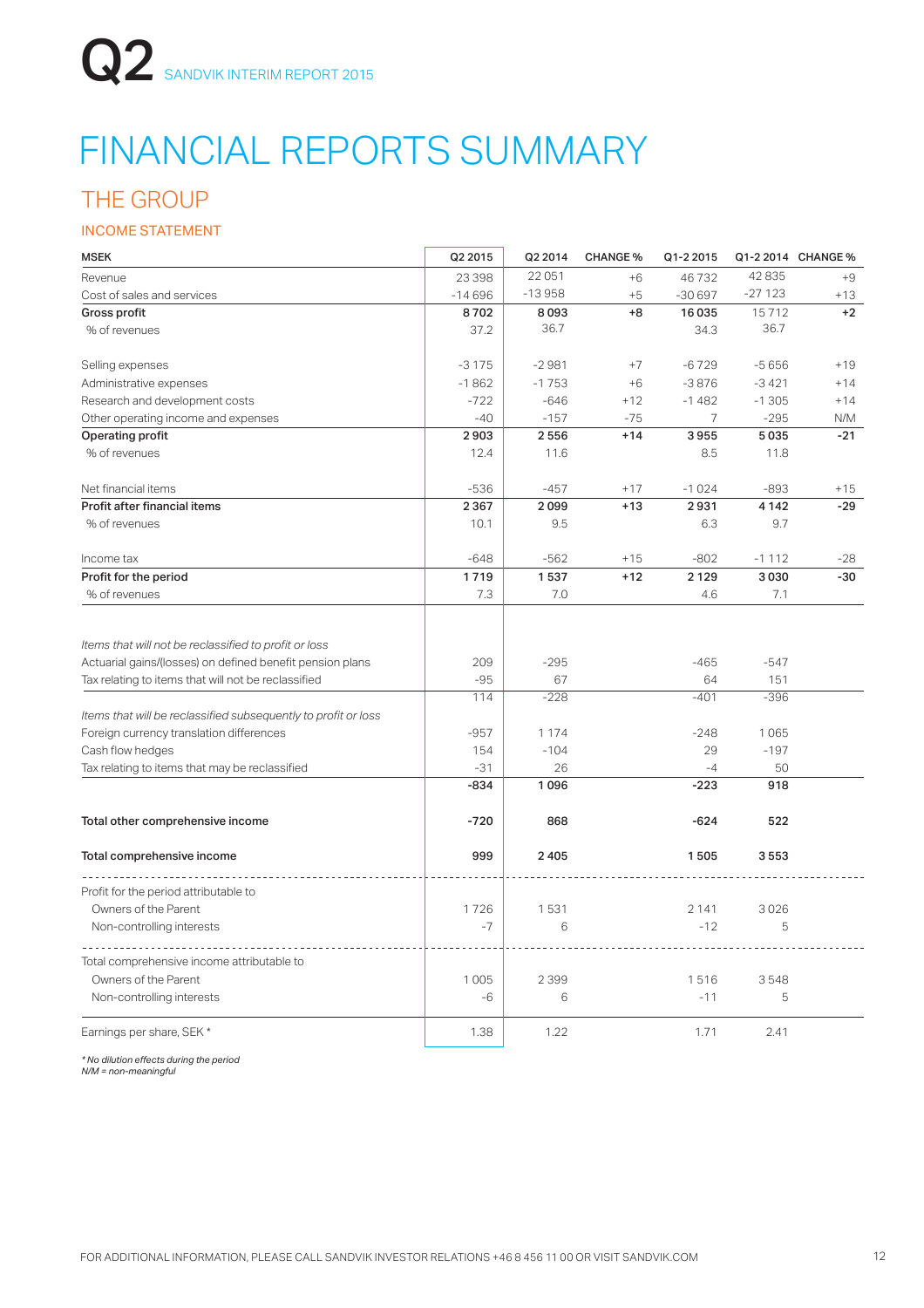# FINANCIAL REPORTS SUMMARY

## THE GROUP

### INCOME STATEMENT

| MSEK | Q2 2015 | Q2 2014 | CHANGE % | Q1-2 2015 | Q1-2 2014 | CHANGE % |
|---|---|---|---|---|---|---|
| Revenue | 23 398 | 22 051 | +6 | 46 732 | 42 835 | +9 |
| Cost of sales and services | -14 696 | -13 958 | +5 | -30 697 | -27 123 | +13 |
| **Gross profit** | **8 702** | **8 093** | **+8** | **16 035** | **15 712** | **+2** |
| % of revenues | 37.2 | 36.7 | | 34.3 | 36.7 | |
| | | | | | | |
| Selling expenses | -3 175 | -2 981 | +7 | -6 729 | -5 656 | +19 |
| Administrative expenses | -1 862 | -1 753 | +6 | -3 876 | -3 421 | +14 |
| Research and development costs | -722 | -646 | +12 | -1 482 | -1 305 | +14 |
| Other operating income and expenses | -40 | -157 | -75 | 7 | -295 | N/M |
| **Operating profit** | **2 903** | **2 556** | **+14** | **3 955** | **5 035** | **-21** |
| % of revenues | 12.4 | 11.6 | | 8.5 | 11.8 | |
| | | | | | | |
| Net financial items | -536 | -457 | +17 | -1 024 | -893 | +15 |
| **Profit after financial items** | **2 367** | **2 099** | **+13** | **2 931** | **4 142** | **-29** |
| % of revenues | 10.1 | 9.5 | | 6.3 | 9.7 | |
| | | | | | | |
| Income tax | -648 | -562 | +15 | -802 | -1 112 | -28 |
| **Profit for the period** | **1 719** | **1 537** | **+12** | **2 129** | **3 030** | **-30** |
| % of revenues | 7.3 | 7.0 | | 4.6 | 7.1 | |
| | | | | | | |
| *Items that will not be reclassified to profit or loss* | | | | | | |
| Actuarial gains/(losses) on defined benefit pension plans | 209 | -295 | | -465 | -547 | |
| Tax relating to items that will not be reclassified | -95 | 67 | | 64 | 151 | |
| | 114 | -228 | | -401 | -396 | |
| *Items that will be reclassified subsequently to profit or loss* | | | | | | |
| Foreign currency translation differences | -957 | 1 174 | | -248 | 1 065 | |
| Cash flow hedges | 154 | -104 | | 29 | -197 | |
| Tax relating to items that may be reclassified | -31 | 26 | | -4 | 50 | |
| | **-834** | **1 096** | | **-223** | **918** | |
| | | | | | | |
| **Total other comprehensive income** | **-720** | **868** | | **-624** | **522** | |
| | | | | | | |
| **Total comprehensive income** | **999** | **2 405** | | **1 505** | **3 553** | |
| | | | | | | |
| Profit for the period attributable to | | | | | | |
| Owners of the Parent | 1 726 | 1 531 | | 2 141 | 3 026 | |
| Non-controlling interests | -7 | 6 | | -12 | 5 | |
| | | | | | | |
| Total comprehensive income attributable to | | | | | | |
| Owners of the Parent | 1 005 | 2 399 | | 1 516 | 3 548 | |
| Non-controlling interests | -6 | 6 | | -11 | 5 | |
| | | | | | | |
| Earnings per share, SEK * | 1.38 | 1.22 | | 1.71 | 2.41 | |

*\* No dilution effects during the period*
*N/M = non-meaningful*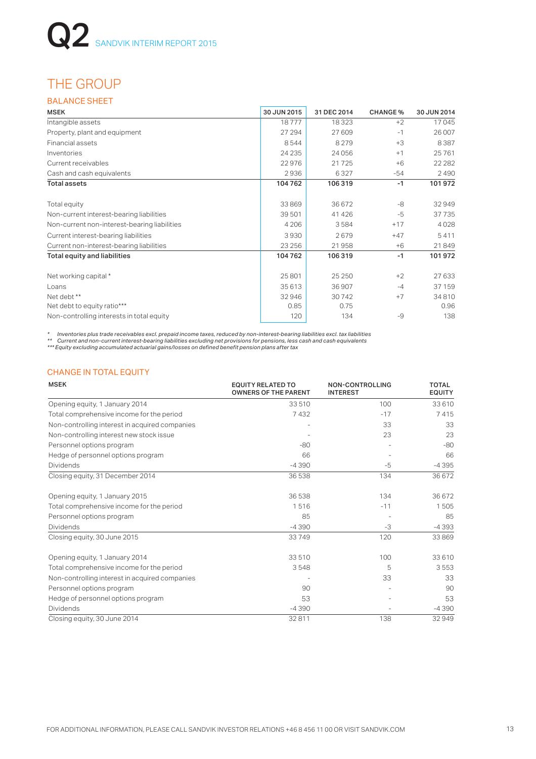# THE GROUP

## BALANCE SHEET

| MSEK | 30 JUN 2015 | 31 DEC 2014 | CHANGE % | 30 JUN 2014 |
|---|---|---|---|---|
| Intangible assets | 18 777 | 18 323 | +2 | 17 045 |
| Property, plant and equipment | 27 294 | 27 609 | -1 | 26 007 |
| Financial assets | 8 544 | 8 279 | +3 | 8 387 |
| Inventories | 24 235 | 24 056 | +1 | 25 761 |
| Current receivables | 22 976 | 21 725 | +6 | 22 282 |
| Cash and cash equivalents | 2 936 | 6 327 | -54 | 2 490 |
| **Total assets** | **104 762** | **106 319** | **-1** | **101 972** |
| | | | | |
| Total equity | 33 869 | 36 672 | -8 | 32 949 |
| Non-current interest-bearing liabilities | 39 501 | 41 426 | -5 | 37 735 |
| Non-current non-interest-bearing liabilities | 4 206 | 3 584 | +17 | 4 028 |
| Current interest-bearing liabilities | 3 930 | 2 679 | +47 | 5 411 |
| Current non-interest-bearing liabilities | 23 256 | 21 958 | +6 | 21 849 |
| **Total equity and liabilities** | **104 762** | **106 319** | **-1** | **101 972** |
| | | | | |
| Net working capital * | 25 801 | 25 250 | +2 | 27 633 |
| Loans | 35 613 | 36 907 | -4 | 37 159 |
| Net debt ** | 32 946 | 30 742 | +7 | 34 810 |
| Net debt to equity ratio*** | 0.85 | 0.75 | | 0.96 |
| Non-controlling interests in total equity | 120 | 134 | -9 | 138 |

*\* Inventories plus trade receivables excl. prepaid income taxes, reduced by non-interest-bearing liabilities excl. tax liabilities*
*\*\* Current and non-current interest-bearing liabilities excluding net provisions for pensions, less cash and cash equivalents*
*\*\*\* Equity excluding accumulated actuarial gains/losses on defined benefit pension plans after tax*

## CHANGE IN TOTAL EQUITY

| MSEK | EQUITY RELATED TO OWNERS OF THE PARENT | NON-CONTROLLING INTEREST | TOTAL EQUITY |
|---|---|---|---|
| Opening equity, 1 January 2014 | 33 510 | 100 | 33 610 |
| Total comprehensive income for the period | 7 432 | -17 | 7 415 |
| Non-controlling interest in acquired companies | - | 33 | 33 |
| Non-controlling interest new stock issue | - | 23 | 23 |
| Personnel options program | -80 | - | -80 |
| Hedge of personnel options program | 66 | - | 66 |
| Dividends | -4 390 | -5 | -4 395 |
| Closing equity, 31 December 2014 | 36 538 | 134 | 36 672 |
| | | | |
| Opening equity, 1 January 2015 | 36 538 | 134 | 36 672 |
| Total comprehensive income for the period | 1 516 | -11 | 1 505 |
| Personnel options program | 85 | - | 85 |
| Dividends | -4 390 | -3 | -4 393 |
| Closing equity, 30 June 2015 | 33 749 | 120 | 33 869 |
| | | | |
| Opening equity, 1 January 2014 | 33 510 | 100 | 33 610 |
| Total comprehensive income for the period | 3 548 | 5 | 3 553 |
| Non-controlling interest in acquired companies | - | 33 | 33 |
| Personnel options program | 90 | - | 90 |
| Hedge of personnel options program | 53 | - | 53 |
| Dividends | -4 390 | - | -4 390 |
| Closing equity, 30 June 2014 | 32 811 | 138 | 32 949 |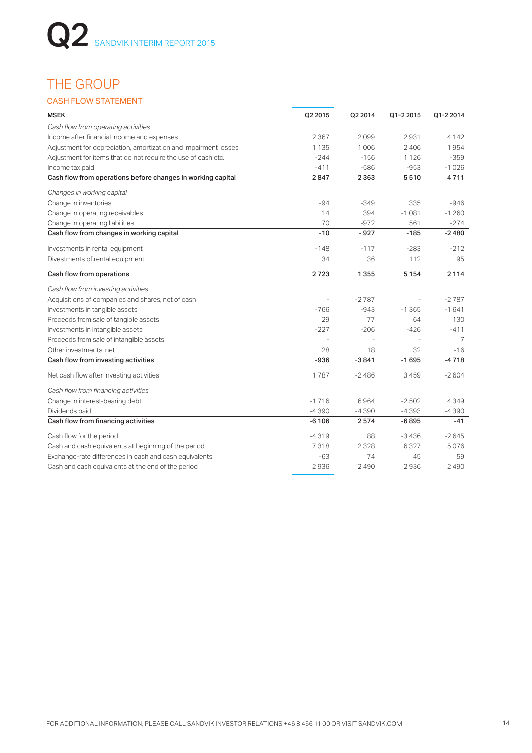# THE GROUP

## CASH FLOW STATEMENT

| MSEK | Q2 2015 | Q2 2014 | Q1-2 2015 | Q1-2 2014 |
|---|---|---|---|---|
| *Cash flow from operating activities* | | | | |
| Income after financial income and expenses | 2 367 | 2 099 | 2 931 | 4 142 |
| Adjustment for depreciation, amortization and impairment losses | 1 135 | 1 006 | 2 406 | 1 954 |
| Adjustment for items that do not require the use of cash etc. | -244 | -156 | 1 126 | -359 |
| Income tax paid | -411 | -586 | -953 | -1 026 |
| **Cash flow from operations before changes in working capital** | **2 847** | **2 363** | **5 510** | **4 711** |
| *Changes in working capital* | | | | |
| Change in inventories | -94 | -349 | 335 | -946 |
| Change in operating receivables | 14 | 394 | -1 081 | -1 260 |
| Change in operating liabilities | 70 | -972 | 561 | -274 |
| **Cash flow from changes in working capital** | **-10** | **-927** | **-185** | **-2 480** |
| Investments in rental equipment | -148 | -117 | -283 | -212 |
| Divestments of rental equipment | 34 | 36 | 112 | 95 |
| **Cash flow from operations** | **2 723** | **1 355** | **5 154** | **2 114** |
| *Cash flow from investing activities* | | | | |
| Acquisitions of companies and shares, net of cash | - | -2 787 | - | -2 787 |
| Investments in tangible assets | -766 | -943 | -1 365 | -1 641 |
| Proceeds from sale of tangible assets | 29 | 77 | 64 | 130 |
| Investments in intangible assets | -227 | -206 | -426 | -411 |
| Proceeds from sale of intangible assets | - | - | - | 7 |
| Other investments, net | 28 | 18 | 32 | -16 |
| **Cash flow from investing activities** | **-936** | **-3 841** | **-1 695** | **-4 718** |
| Net cash flow after investing activities | 1 787 | -2 486 | 3 459 | -2 604 |
| *Cash flow from financing activities* | | | | |
| Change in interest-bearing debt | -1 716 | 6 964 | -2 502 | 4 349 |
| Dividends paid | -4 390 | -4 390 | -4 393 | -4 390 |
| **Cash flow from financing activities** | **-6 106** | **2 574** | **-6 895** | **-41** |
| Cash flow for the period | -4 319 | 88 | -3 436 | -2 645 |
| Cash and cash equivalents at beginning of the period | 7 318 | 2 328 | 6 327 | 5 076 |
| Exchange-rate differences in cash and cash equivalents | -63 | 74 | 45 | 59 |
| Cash and cash equivalents at the end of the period | 2 936 | 2 490 | 2 936 | 2 490 |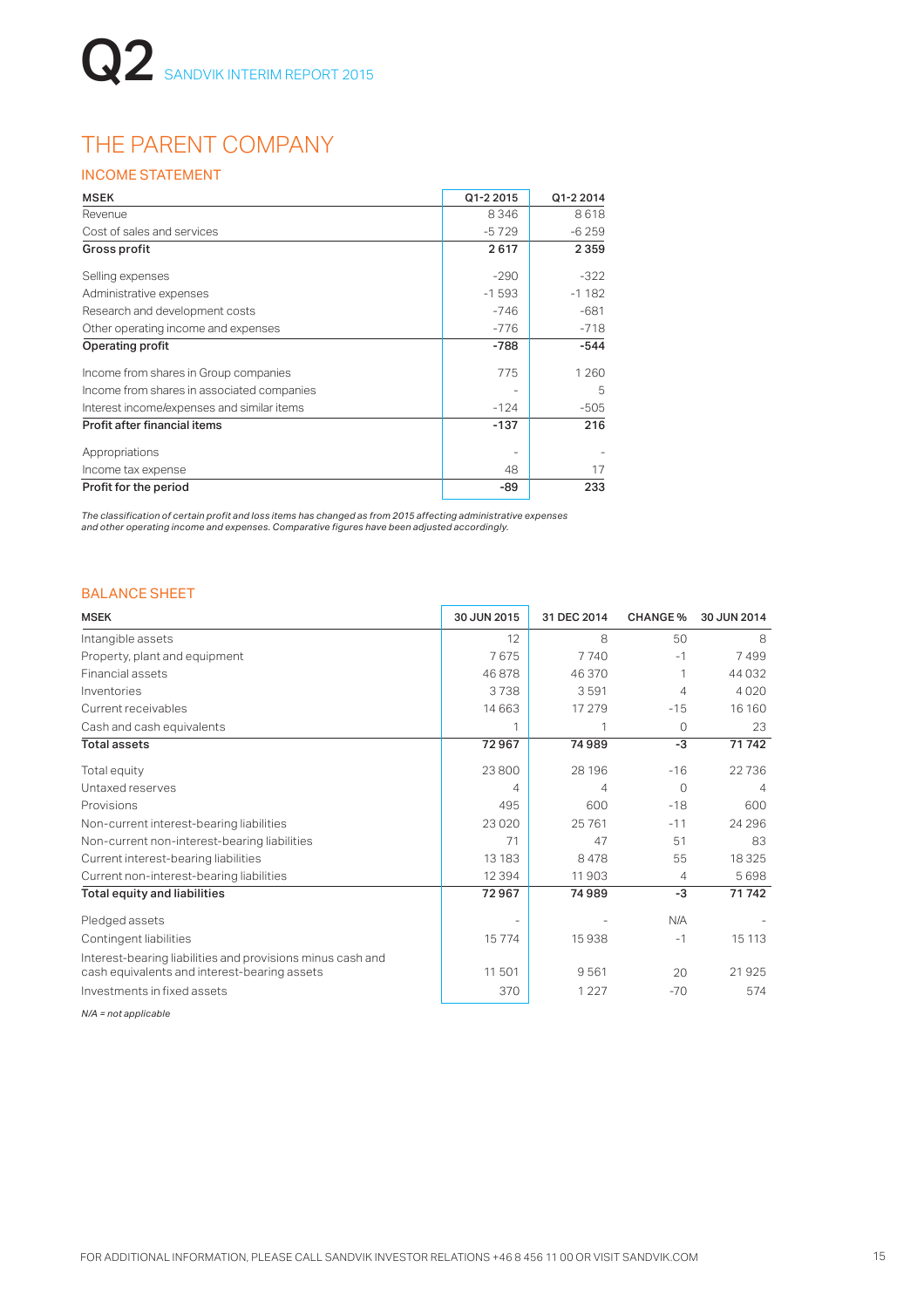# THE PARENT COMPANY

## INCOME STATEMENT

| MSEK | Q1-2 2015 | Q1-2 2014 |
|---|---|---|
| Revenue | 8 346 | 8 618 |
| Cost of sales and services | -5 729 | -6 259 |
| **Gross profit** | **2 617** | **2 359** |
| Selling expenses | -290 | -322 |
| Administrative expenses | -1 593 | -1 182 |
| Research and development costs | -746 | -681 |
| Other operating income and expenses | -776 | -718 |
| **Operating profit** | **-788** | **-544** |
| Income from shares in Group companies | 775 | 1 260 |
| Income from shares in associated companies | - | 5 |
| Interest income/expenses and similar items | -124 | -505 |
| **Profit after financial items** | **-137** | **216** |
| Appropriations | - | - |
| Income tax expense | 48 | 17 |
| **Profit for the period** | **-89** | **233** |

*The classification of certain profit and loss items has changed as from 2015 affecting administrative expenses and other operating income and expenses. Comparative figures have been adjusted accordingly.*

## BALANCE SHEET

| MSEK | 30 JUN 2015 | 31 DEC 2014 | CHANGE % | 30 JUN 2014 |
|---|---|---|---|---|
| Intangible assets | 12 | 8 | 50 | 8 |
| Property, plant and equipment | 7 675 | 7 740 | -1 | 7 499 |
| Financial assets | 46 878 | 46 370 | 1 | 44 032 |
| Inventories | 3 738 | 3 591 | 4 | 4 020 |
| Current receivables | 14 663 | 17 279 | -15 | 16 160 |
| Cash and cash equivalents | 1 | 1 | 0 | 23 |
| **Total assets** | **72 967** | **74 989** | **-3** | **71 742** |
| Total equity | 23 800 | 28 196 | -16 | 22 736 |
| Untaxed reserves | 4 | 4 | 0 | 4 |
| Provisions | 495 | 600 | -18 | 600 |
| Non-current interest-bearing liabilities | 23 020 | 25 761 | -11 | 24 296 |
| Non-current non-interest-bearing liabilities | 71 | 47 | 51 | 83 |
| Current interest-bearing liabilities | 13 183 | 8 478 | 55 | 18 325 |
| Current non-interest-bearing liabilities | 12 394 | 11 903 | 4 | 5 698 |
| **Total equity and liabilities** | **72 967** | **74 989** | **-3** | **71 742** |
| Pledged assets | - | - | N/A | - |
| Contingent liabilities | 15 774 | 15 938 | -1 | 15 113 |
| Interest-bearing liabilities and provisions minus cash and cash equivalents and interest-bearing assets | 11 501 | 9 561 | 20 | 21 925 |
| Investments in fixed assets | 370 | 1 227 | -70 | 574 |

*N/A = not applicable*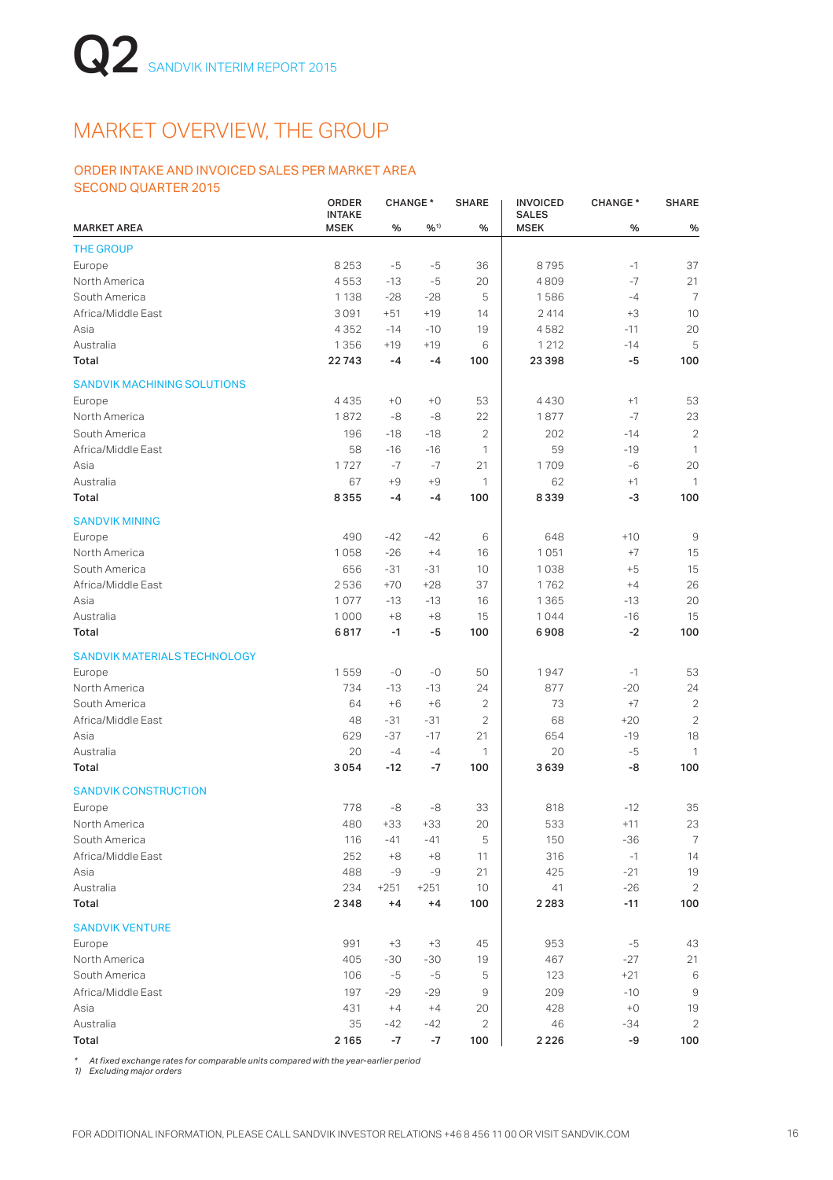# MARKET OVERVIEW, THE GROUP

## ORDER INTAKE AND INVOICED SALES PER MARKET AREA SECOND QUARTER 2015

| MARKET AREA | ORDER INTAKE MSEK | CHANGE* % | CHANGE* %[1] | SHARE % | INVOICED SALES MSEK | CHANGE* % | SHARE % |
|---|---|---|---|---|---|---|---|
| **THE GROUP** | | | | | | | |
| Europe | 8 253 | -5 | -5 | 36 | 8 795 | -1 | 37 |
| North America | 4 553 | -13 | -5 | 20 | 4 809 | -7 | 21 |
| South America | 1 138 | -28 | -28 | 5 | 1 586 | -4 | 7 |
| Africa/Middle East | 3 091 | +51 | +19 | 14 | 2 414 | +3 | 10 |
| Asia | 4 352 | -14 | -10 | 19 | 4 582 | -11 | 20 |
| Australia | 1 356 | +19 | +19 | 6 | 1 212 | -14 | 5 |
| **Total** | **22 743** | **-4** | **-4** | **100** | **23 398** | **-5** | **100** |
| **SANDVIK MACHINING SOLUTIONS** | | | | | | | |
| Europe | 4 435 | +0 | +0 | 53 | 4 430 | +1 | 53 |
| North America | 1 872 | -8 | -8 | 22 | 1 877 | -7 | 23 |
| South America | 196 | -18 | -18 | 2 | 202 | -14 | 2 |
| Africa/Middle East | 58 | -16 | -16 | 1 | 59 | -19 | 1 |
| Asia | 1 727 | -7 | -7 | 21 | 1 709 | -6 | 20 |
| Australia | 67 | +9 | +9 | 1 | 62 | +1 | 1 |
| **Total** | **8 355** | **-4** | **-4** | **100** | **8 339** | **-3** | **100** |
| **SANDVIK MINING** | | | | | | | |
| Europe | 490 | -42 | -42 | 6 | 648 | +10 | 9 |
| North America | 1 058 | -26 | +4 | 16 | 1 051 | +7 | 15 |
| South America | 656 | -31 | -31 | 10 | 1 038 | +5 | 15 |
| Africa/Middle East | 2 536 | +70 | +28 | 37 | 1 762 | +4 | 26 |
| Asia | 1 077 | -13 | -13 | 16 | 1 365 | -13 | 20 |
| Australia | 1 000 | +8 | +8 | 15 | 1 044 | -16 | 15 |
| **Total** | **6 817** | **-1** | **-5** | **100** | **6 908** | **-2** | **100** |
| **SANDVIK MATERIALS TECHNOLOGY** | | | | | | | |
| Europe | 1 559 | -0 | -0 | 50 | 1 947 | -1 | 53 |
| North America | 734 | -13 | -13 | 24 | 877 | -20 | 24 |
| South America | 64 | +6 | +6 | 2 | 73 | +7 | 2 |
| Africa/Middle East | 48 | -31 | -31 | 2 | 68 | +20 | 2 |
| Asia | 629 | -37 | -17 | 21 | 654 | -19 | 18 |
| Australia | 20 | -4 | -4 | 1 | 20 | -5 | 1 |
| **Total** | **3 054** | **-12** | **-7** | **100** | **3 639** | **-8** | **100** |
| **SANDVIK CONSTRUCTION** | | | | | | | |
| Europe | 778 | -8 | -8 | 33 | 818 | -12 | 35 |
| North America | 480 | +33 | +33 | 20 | 533 | +11 | 23 |
| South America | 116 | -41 | -41 | 5 | 150 | -36 | 7 |
| Africa/Middle East | 252 | +8 | +8 | 11 | 316 | -1 | 14 |
| Asia | 488 | -9 | -9 | 21 | 425 | -21 | 19 |
| Australia | 234 | +251 | +251 | 10 | 41 | -26 | 2 |
| **Total** | **2 348** | **+4** | **+4** | **100** | **2 283** | **-11** | **100** |
| **SANDVIK VENTURE** | | | | | | | |
| Europe | 991 | +3 | +3 | 45 | 953 | -5 | 43 |
| North America | 405 | -30 | -30 | 19 | 467 | -27 | 21 |
| South America | 106 | -5 | -5 | 5 | 123 | +21 | 6 |
| Africa/Middle East | 197 | -29 | -29 | 9 | 209 | -10 | 9 |
| Asia | 431 | +4 | +4 | 20 | 428 | +0 | 19 |
| Australia | 35 | -42 | -42 | 2 | 46 | -34 | 2 |
| **Total** | **2 165** | **-7** | **-7** | **100** | **2 226** | **-9** | **100** |

*\* At fixed exchange rates for comparable units compared with the year-earlier period*
*1) Excluding major orders*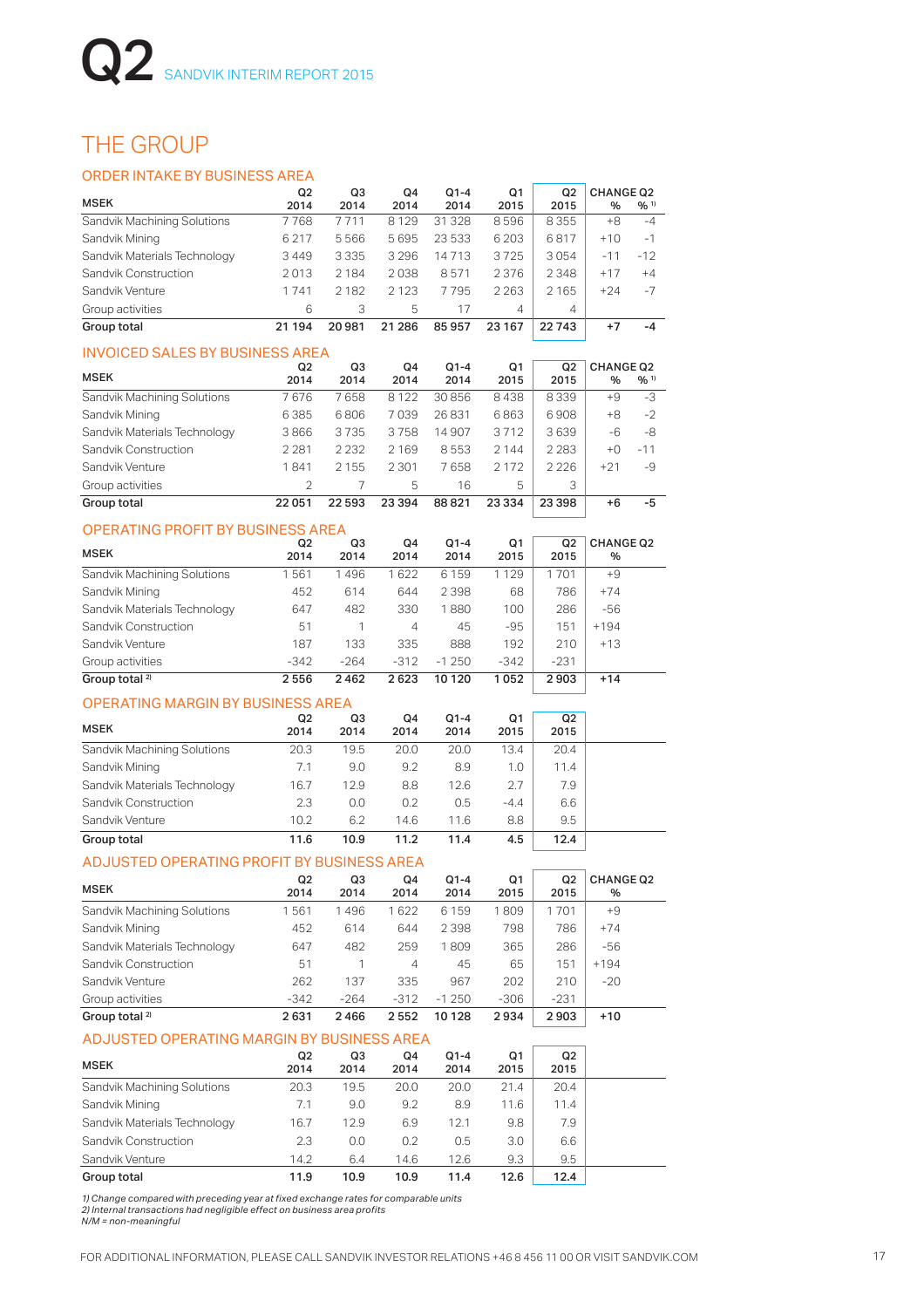# THE GROUP

## ORDER INTAKE BY BUSINESS AREA

| MSEK | Q2 2014 | Q3 2014 | Q4 2014 | Q1-4 2014 | Q1 2015 | Q2 2015 | CHANGE Q2 % | % [1] |
|---|---|---|---|---|---|---|---|---|
| Sandvik Machining Solutions | 7 768 | 7 711 | 8 129 | 31 328 | 8 596 | 8 355 | +8 | -4 |
| Sandvik Mining | 6 217 | 5 566 | 5 695 | 23 533 | 6 203 | 6 817 | +10 | -1 |
| Sandvik Materials Technology | 3 449 | 3 335 | 3 296 | 14 713 | 3 725 | 3 054 | -11 | -12 |
| Sandvik Construction | 2 013 | 2 184 | 2 038 | 8 571 | 2 376 | 2 348 | +17 | +4 |
| Sandvik Venture | 1 741 | 2 182 | 2 123 | 7 795 | 2 263 | 2 165 | +24 | -7 |
| Group activities | 6 | 3 | 5 | 17 | 4 | 4 | | |
| **Group total** | **21 194** | **20 981** | **21 286** | **85 957** | **23 167** | **22 743** | **+7** | **-4** |

## INVOICED SALES BY BUSINESS AREA

| MSEK | Q2 2014 | Q3 2014 | Q4 2014 | Q1-4 2014 | Q1 2015 | Q2 2015 | CHANGE Q2 % | % [1] |
|---|---|---|---|---|---|---|---|---|
| Sandvik Machining Solutions | 7 676 | 7 658 | 8 122 | 30 856 | 8 438 | 8 339 | +9 | -3 |
| Sandvik Mining | 6 385 | 6 806 | 7 039 | 26 831 | 6 863 | 6 908 | +8 | -2 |
| Sandvik Materials Technology | 3 866 | 3 735 | 3 758 | 14 907 | 3 712 | 3 639 | -6 | -8 |
| Sandvik Construction | 2 281 | 2 232 | 2 169 | 8 553 | 2 144 | 2 283 | +0 | -11 |
| Sandvik Venture | 1 841 | 2 155 | 2 301 | 7 658 | 2 172 | 2 226 | +21 | -9 |
| Group activities | 2 | 7 | 5 | 16 | 5 | 3 | | |
| **Group total** | **22 051** | **22 593** | **23 394** | **88 821** | **23 334** | **23 398** | **+6** | **-5** |

## OPERATING PROFIT BY BUSINESS AREA

| MSEK | Q2 2014 | Q3 2014 | Q4 2014 | Q1-4 2014 | Q1 2015 | Q2 2015 | CHANGE Q2 % |
|---|---|---|---|---|---|---|---|
| Sandvik Machining Solutions | 1 561 | 1 496 | 1 622 | 6 159 | 1 129 | 1 701 | +9 |
| Sandvik Mining | 452 | 614 | 644 | 2 398 | 68 | 786 | +74 |
| Sandvik Materials Technology | 647 | 482 | 330 | 1 880 | 100 | 286 | -56 |
| Sandvik Construction | 51 | 1 | 4 | 45 | -95 | 151 | +194 |
| Sandvik Venture | 187 | 133 | 335 | 888 | 192 | 210 | +13 |
| Group activities | -342 | -264 | -312 | -1 250 | -342 | -231 | |
| **Group total [2]** | **2 556** | **2 462** | **2 623** | **10 120** | **1 052** | **2 903** | **+14** |

## OPERATING MARGIN BY BUSINESS AREA

| MSEK | Q2 2014 | Q3 2014 | Q4 2014 | Q1-4 2014 | Q1 2015 | Q2 2015 |
|---|---|---|---|---|---|---|
| Sandvik Machining Solutions | 20.3 | 19.5 | 20.0 | 20.0 | 13.4 | 20.4 |
| Sandvik Mining | 7.1 | 9.0 | 9.2 | 8.9 | 1.0 | 11.4 |
| Sandvik Materials Technology | 16.7 | 12.9 | 8.8 | 12.6 | 2.7 | 7.9 |
| Sandvik Construction | 2.3 | 0.0 | 0.2 | 0.5 | -4.4 | 6.6 |
| Sandvik Venture | 10.2 | 6.2 | 14.6 | 11.6 | 8.8 | 9.5 |
| **Group total** | **11.6** | **10.9** | **11.2** | **11.4** | **4.5** | **12.4** |

## ADJUSTED OPERATING PROFIT BY BUSINESS AREA

| MSEK | Q2 2014 | Q3 2014 | Q4 2014 | Q1-4 2014 | Q1 2015 | Q2 2015 | CHANGE Q2 % |
|---|---|---|---|---|---|---|---|
| Sandvik Machining Solutions | 1 561 | 1 496 | 1 622 | 6 159 | 1 809 | 1 701 | +9 |
| Sandvik Mining | 452 | 614 | 644 | 2 398 | 798 | 786 | +74 |
| Sandvik Materials Technology | 647 | 482 | 259 | 1 809 | 365 | 286 | -56 |
| Sandvik Construction | 51 | 1 | 4 | 45 | 65 | 151 | +194 |
| Sandvik Venture | 262 | 137 | 335 | 967 | 202 | 210 | -20 |
| Group activities | -342 | -264 | -312 | -1 250 | -306 | -231 | |
| **Group total [2]** | **2 631** | **2 466** | **2 552** | **10 128** | **2 934** | **2 903** | **+10** |

## ADJUSTED OPERATING MARGIN BY BUSINESS AREA

| MSEK | Q2 2014 | Q3 2014 | Q4 2014 | Q1-4 2014 | Q1 2015 | Q2 2015 |
|---|---|---|---|---|---|---|
| Sandvik Machining Solutions | 20.3 | 19.5 | 20.0 | 20.0 | 21.4 | 20.4 |
| Sandvik Mining | 7.1 | 9.0 | 9.2 | 8.9 | 11.6 | 11.4 |
| Sandvik Materials Technology | 16.7 | 12.9 | 6.9 | 12.1 | 9.8 | 7.9 |
| Sandvik Construction | 2.3 | 0.0 | 0.2 | 0.5 | 3.0 | 6.6 |
| Sandvik Venture | 14.2 | 6.4 | 14.6 | 12.6 | 9.3 | 9.5 |
| **Group total** | **11.9** | **10.9** | **10.9** | **11.4** | **12.6** | **12.4** |

*1) Change compared with preceding year at fixed exchange rates for comparable units*
*2) Internal transactions had negligible effect on business area profits*
*N/M = non-meaningful*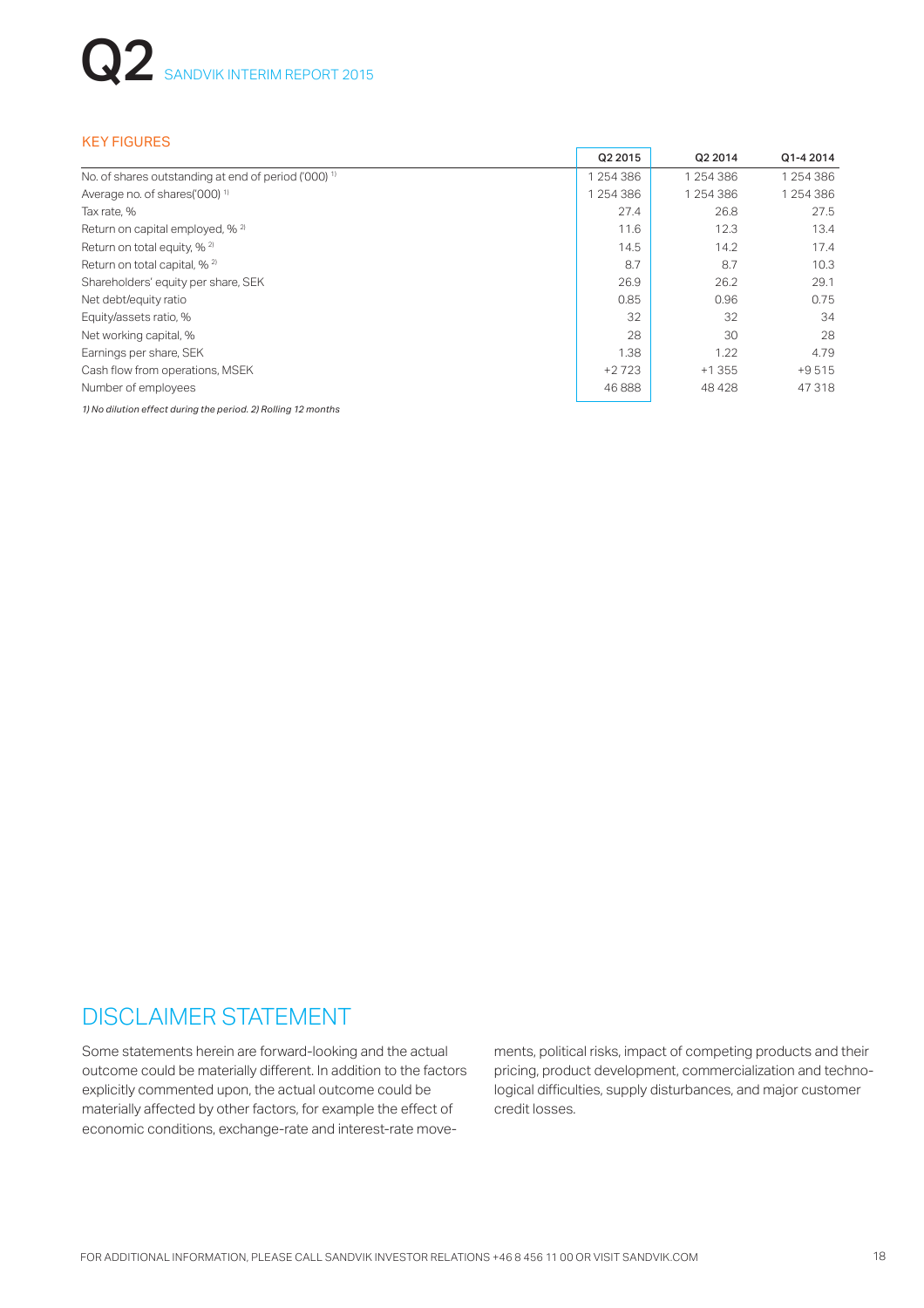## KEY FIGURES

| | Q2 2015 | Q2 2014 | Q1-4 2014 |
|---|---|---|---|
| No. of shares outstanding at end of period ('000) [1] | 1 254 386 | 1 254 386 | 1 254 386 |
| Average no. of shares('000) [1] | 1 254 386 | 1 254 386 | 1 254 386 |
| Tax rate, % | 27.4 | 26.8 | 27.5 |
| Return on capital employed, % [2] | 11.6 | 12.3 | 13.4 |
| Return on total equity, % [2] | 14.5 | 14.2 | 17.4 |
| Return on total capital, % [2] | 8.7 | 8.7 | 10.3 |
| Shareholders' equity per share, SEK | 26.9 | 26.2 | 29.1 |
| Net debt/equity ratio | 0.85 | 0.96 | 0.75 |
| Equity/assets ratio, % | 32 | 32 | 34 |
| Net working capital, % | 28 | 30 | 28 |
| Earnings per share, SEK | 1.38 | 1.22 | 4.79 |
| Cash flow from operations, MSEK | +2 723 | +1 355 | +9 515 |
| Number of employees | 46 888 | 48 428 | 47 318 |

*1) No dilution effect during the period. 2) Rolling 12 months*

## DISCLAIMER STATEMENT

Some statements herein are forward-looking and the actual outcome could be materially different. In addition to the factors explicitly commented upon, the actual outcome could be materially affected by other factors, for example the effect of economic conditions, exchange-rate and interest-rate movements, political risks, impact of competing products and their pricing, product development, commercialization and technological difficulties, supply disturbances, and major customer credit losses.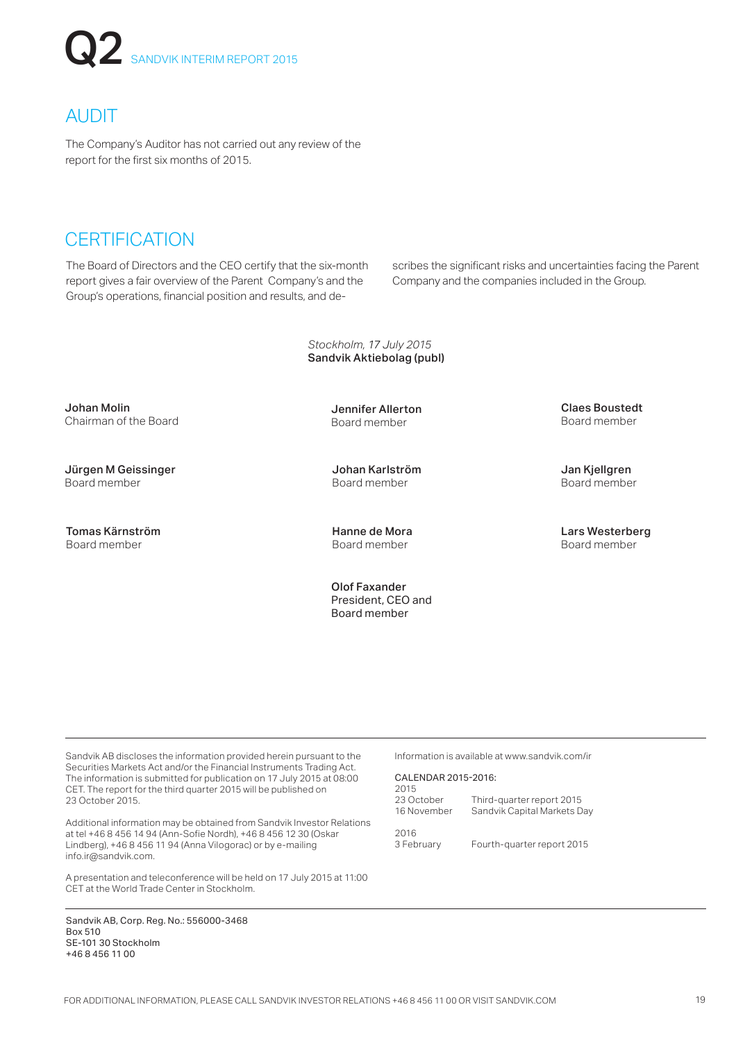## AUDIT

The Company's Auditor has not carried out any review of the report for the first six months of 2015.

## CERTIFICATION

The Board of Directors and the CEO certify that the six-month report gives a fair overview of the Parent Company's and the Group's operations, financial position and results, and describes the significant risks and uncertainties facing the Parent Company and the companies included in the Group.

*Stockholm, 17 July 2015*
**Sandvik Aktiebolag (publ)**

**Johan Molin**
Chairman of the Board

**Jennifer Allerton**
Board member

**Claes Boustedt**
Board member

**Jürgen M Geissinger**
Board member

**Johan Karlström**
Board member

**Jan Kjellgren**
Board member

**Tomas Kärnström**
Board member

**Hanne de Mora**
Board member

**Lars Westerberg**
Board member

**Olof Faxander**
President, CEO and Board member

---

Sandvik AB discloses the information provided herein pursuant to the Securities Markets Act and/or the Financial Instruments Trading Act. The information is submitted for publication on 17 July 2015 at 08:00 CET. The report for the third quarter 2015 will be published on 23 October 2015.

Additional information may be obtained from Sandvik Investor Relations at tel +46 8 456 14 94 (Ann-Sofie Nordh), +46 8 456 12 30 (Oskar Lindberg), +46 8 456 11 94 (Anna Vilogorac) or by e-mailing info.ir@sandvik.com.

A presentation and teleconference will be held on 17 July 2015 at 11:00 CET at the World Trade Center in Stockholm.

Information is available at www.sandvik.com/ir

CALENDAR 2015-2016:

2015
23 October — Third-quarter report 2015
16 November — Sandvik Capital Markets Day

2016
3 February — Fourth-quarter report 2015

---

Sandvik AB, Corp. Reg. No.: 556000-3468
Box 510
SE-101 30 Stockholm
+46 8 456 11 00